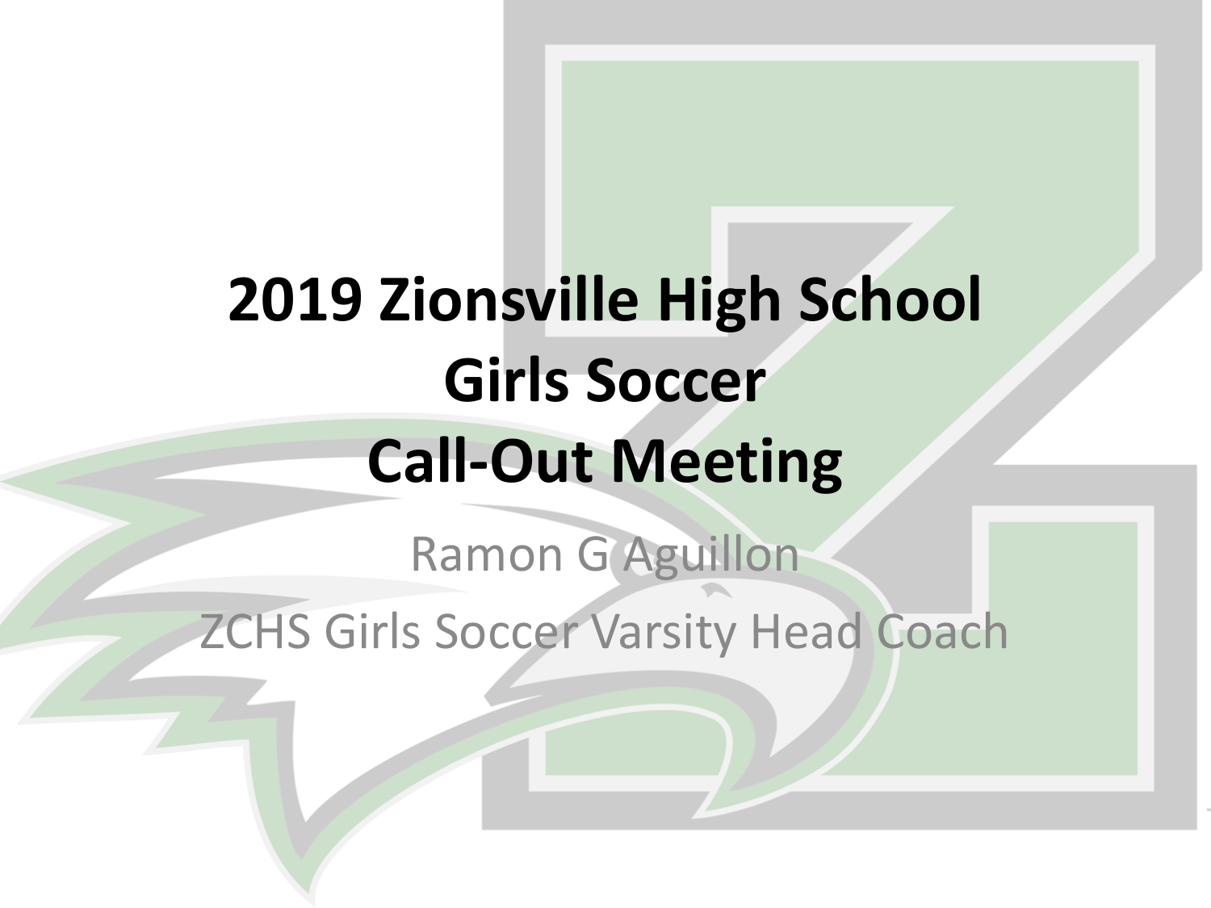# 2019 Zionsville High School Girls Soccer Call-Out Meeting

Ramon G Aguillon

ZCHS Girls Soccer Varsity Head Coach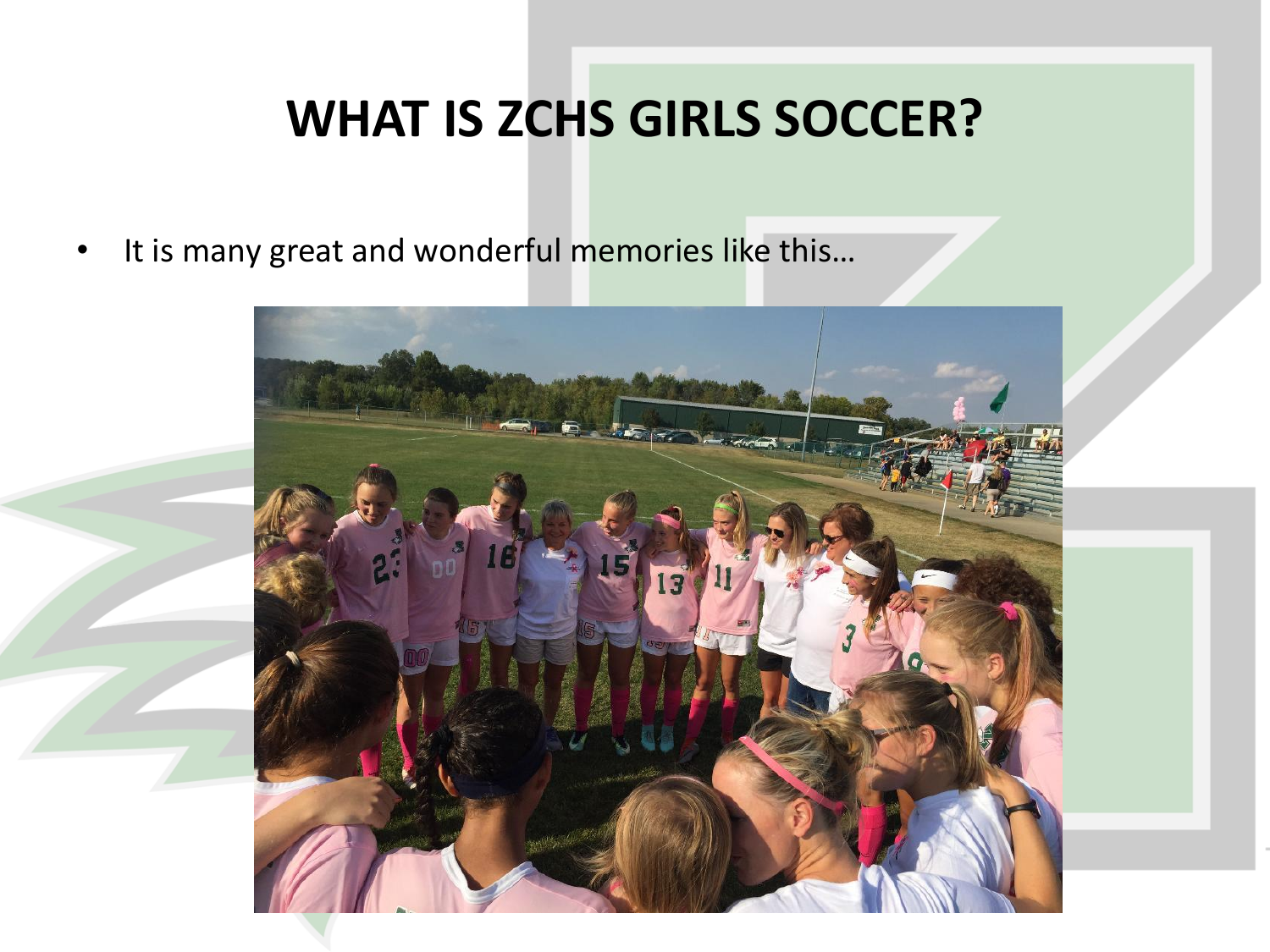# WHAT IS ZCHS GIRLS SOCCER?

- It is many great and wonderful memories like this…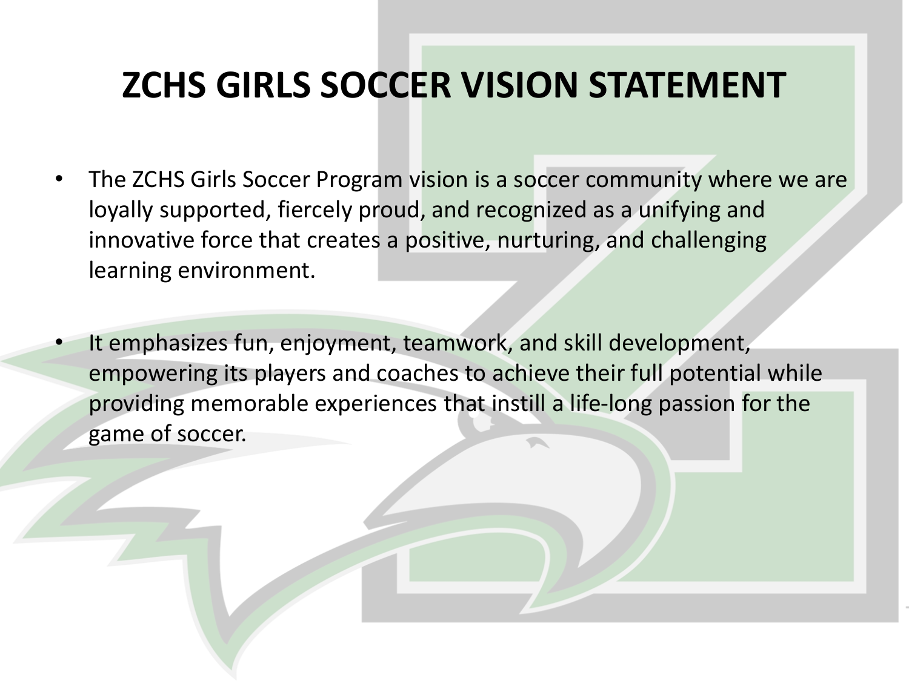# ZCHS GIRLS SOCCER VISION STATEMENT

- The ZCHS Girls Soccer Program vision is a soccer community where we are loyally supported, fiercely proud, and recognized as a unifying and innovative force that creates a positive, nurturing, and challenging learning environment.

- It emphasizes fun, enjoyment, teamwork, and skill development, empowering its players and coaches to achieve their full potential while providing memorable experiences that instill a life-long passion for the game of soccer.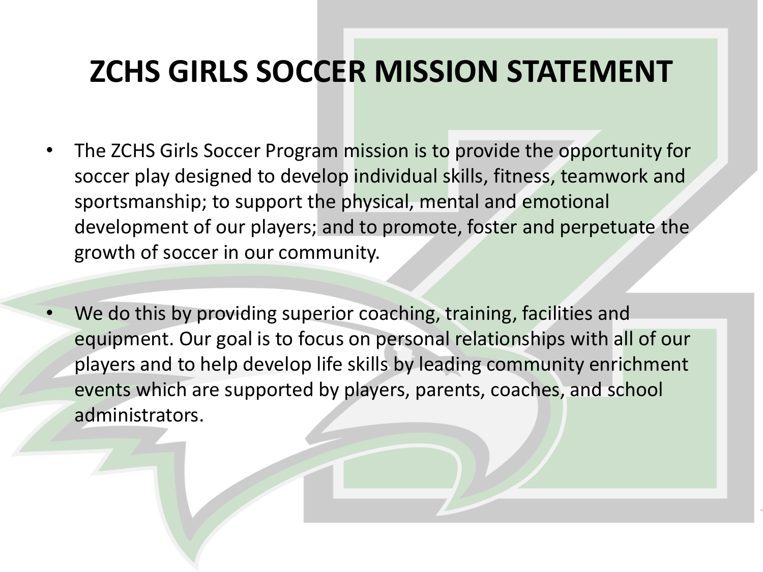# ZCHS GIRLS SOCCER MISSION STATEMENT

- The ZCHS Girls Soccer Program mission is to provide the opportunity for soccer play designed to develop individual skills, fitness, teamwork and sportsmanship; to support the physical, mental and emotional development of our players; and to promote, foster and perpetuate the growth of soccer in our community.
- We do this by providing superior coaching, training, facilities and equipment. Our goal is to focus on personal relationships with all of our players and to help develop life skills by leading community enrichment events which are supported by players, parents, coaches, and school administrators.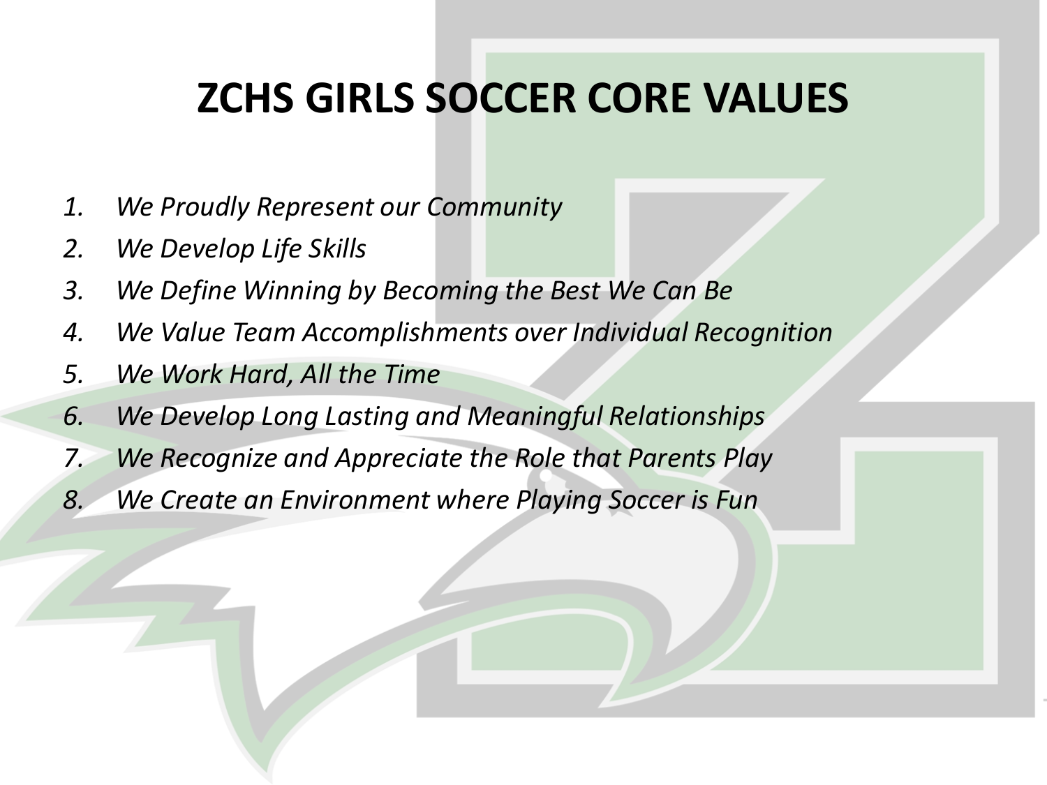# ZCHS GIRLS SOCCER CORE VALUES

1. *We Proudly Represent our Community*
2. *We Develop Life Skills*
3. *We Define Winning by Becoming the Best We Can Be*
4. *We Value Team Accomplishments over Individual Recognition*
5. *We Work Hard, All the Time*
6. *We Develop Long Lasting and Meaningful Relationships*
7. *We Recognize and Appreciate the Role that Parents Play*
8. *We Create an Environment where Playing Soccer is Fun*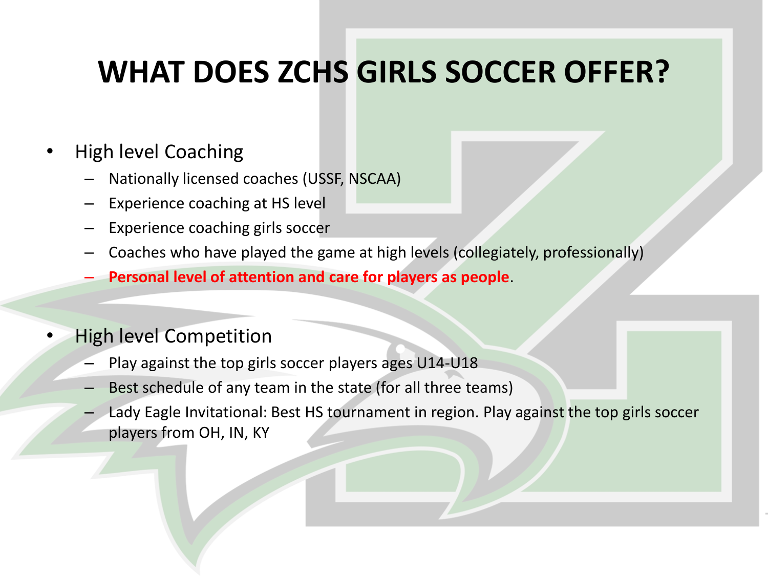# WHAT DOES ZCHS GIRLS SOCCER OFFER?

- High level Coaching
  - Nationally licensed coaches (USSF, NSCAA)
  - Experience coaching at HS level
  - Experience coaching girls soccer
  - Coaches who have played the game at high levels (collegiately, professionally)
  - **Personal level of attention and care for players as people**.

- High level Competition
  - Play against the top girls soccer players ages U14-U18
  - Best schedule of any team in the state (for all three teams)
  - Lady Eagle Invitational: Best HS tournament in region. Play against the top girls soccer players from OH, IN, KY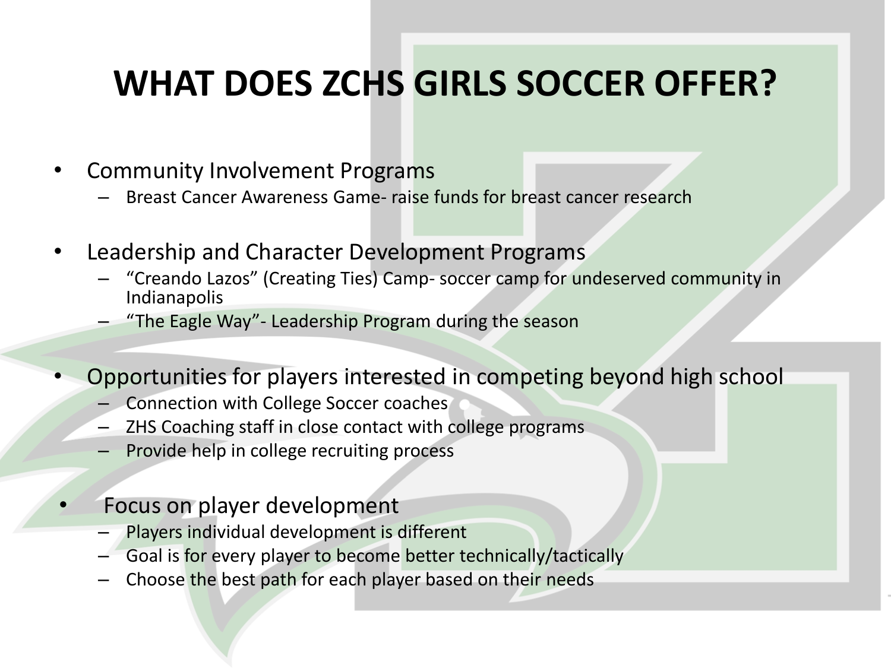# WHAT DOES ZCHS GIRLS SOCCER OFFER?

- Community Involvement Programs
  - Breast Cancer Awareness Game- raise funds for breast cancer research

- Leadership and Character Development Programs
  - "Creando Lazos" (Creating Ties) Camp- soccer camp for undeserved community in Indianapolis
  - "The Eagle Way"- Leadership Program during the season

- Opportunities for players interested in competing beyond high school
  - Connection with College Soccer coaches
  - ZHS Coaching staff in close contact with college programs
  - Provide help in college recruiting process

- Focus on player development
  - Players individual development is different
  - Goal is for every player to become better technically/tactically
  - Choose the best path for each player based on their needs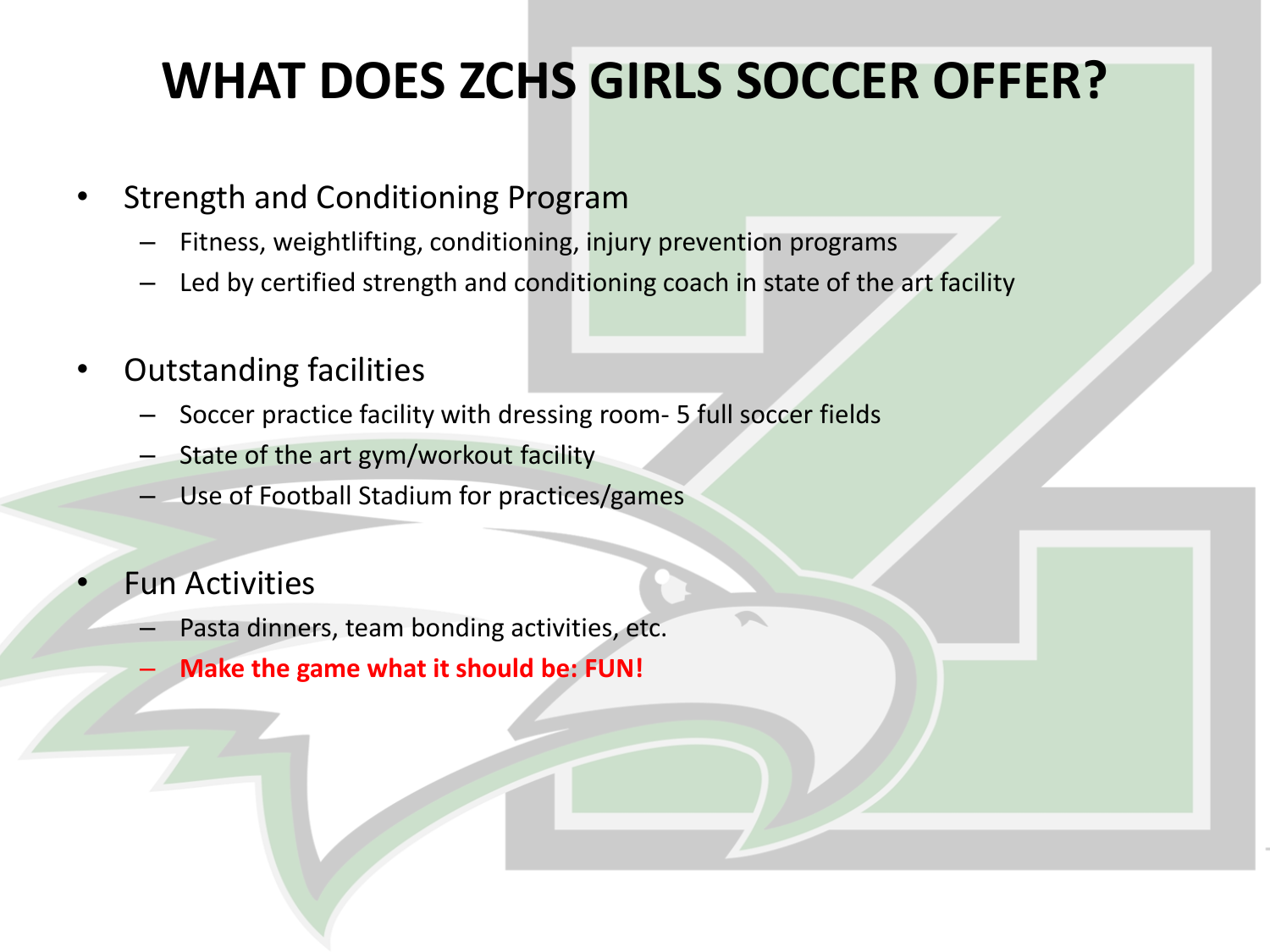# WHAT DOES ZCHS GIRLS SOCCER OFFER?

- Strength and Conditioning Program
  - Fitness, weightlifting, conditioning, injury prevention programs
  - Led by certified strength and conditioning coach in state of the art facility

- Outstanding facilities
  - Soccer practice facility with dressing room- 5 full soccer fields
  - State of the art gym/workout facility
  - Use of Football Stadium for practices/games

- Fun Activities
  - Pasta dinners, team bonding activities, etc.
  - **Make the game what it should be: FUN!**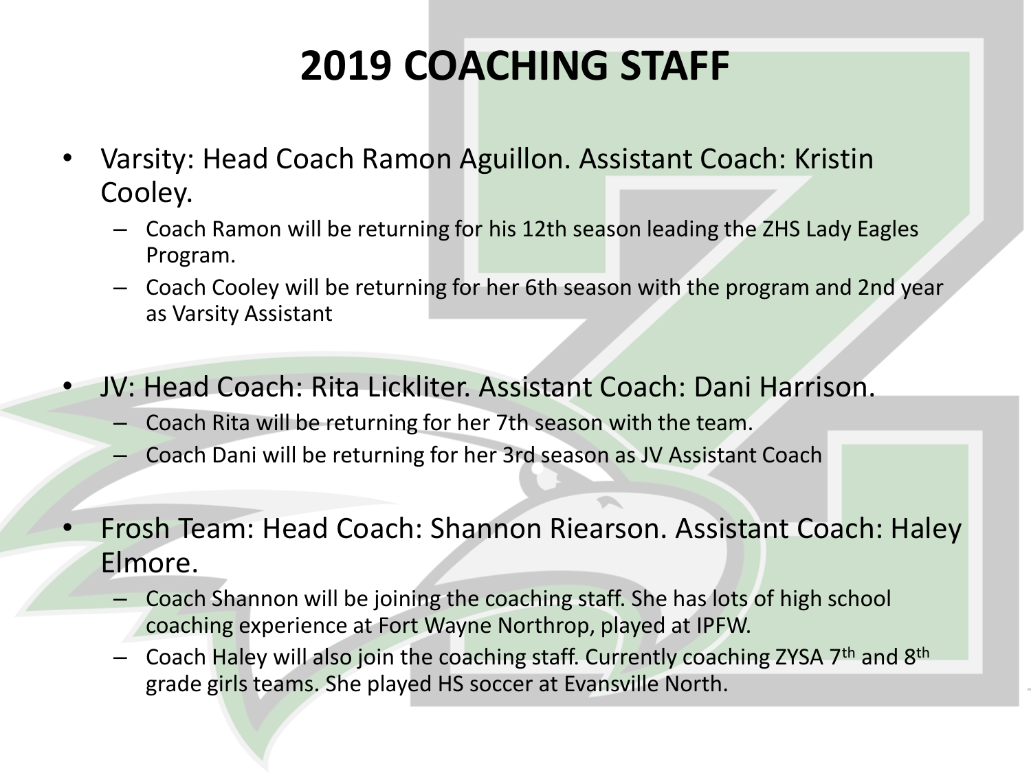# 2019 COACHING STAFF

- Varsity: Head Coach Ramon Aguillon. Assistant Coach: Kristin Cooley.
  - Coach Ramon will be returning for his 12th season leading the ZHS Lady Eagles Program.
  - Coach Cooley will be returning for her 6th season with the program and 2nd year as Varsity Assistant
- JV: Head Coach: Rita Lickliter. Assistant Coach: Dani Harrison.
  - Coach Rita will be returning for her 7th season with the team.
  - Coach Dani will be returning for her 3rd season as JV Assistant Coach
- Frosh Team: Head Coach: Shannon Riearson. Assistant Coach: Haley Elmore.
  - Coach Shannon will be joining the coaching staff. She has lots of high school coaching experience at Fort Wayne Northrop, played at IPFW.
  - Coach Haley will also join the coaching staff. Currently coaching ZYSA 7th and 8th grade girls teams. She played HS soccer at Evansville North.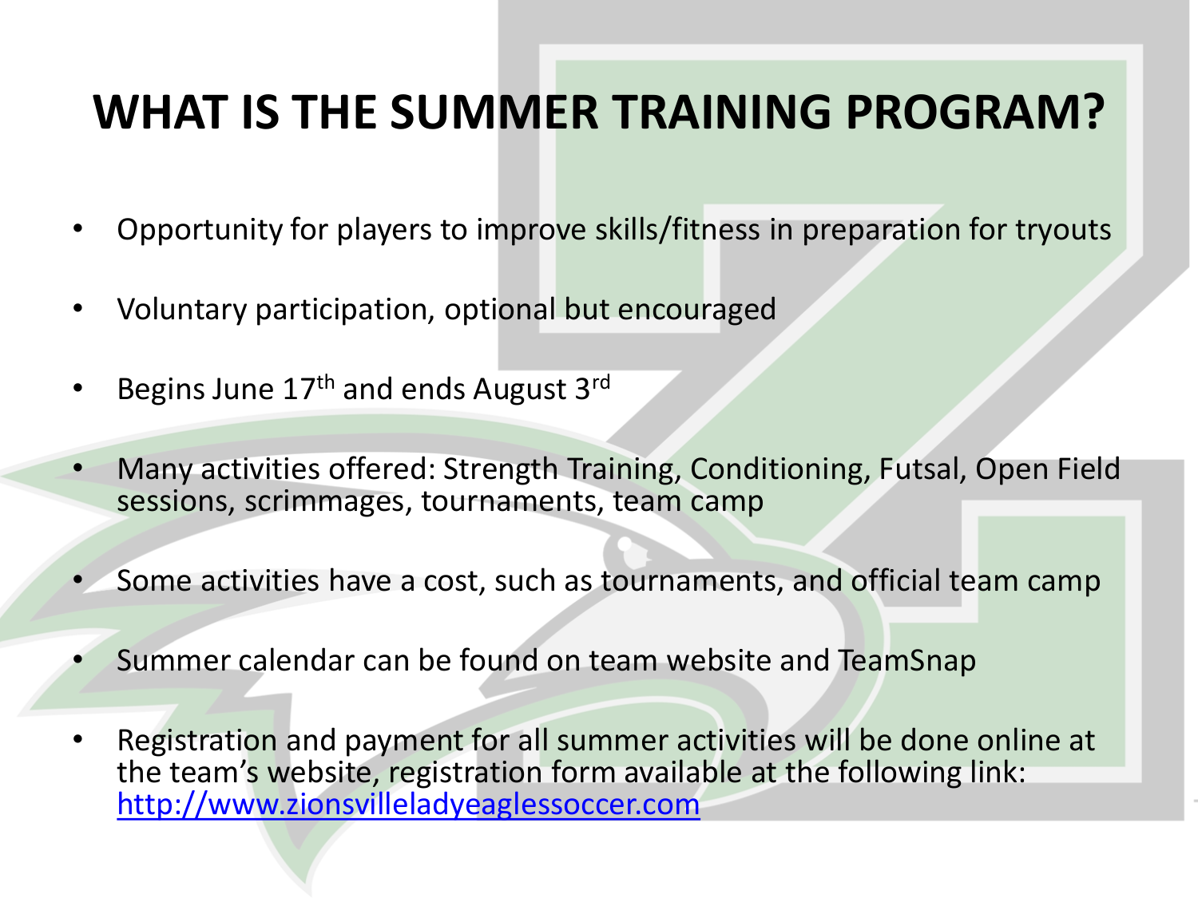# WHAT IS THE SUMMER TRAINING PROGRAM?

- Opportunity for players to improve skills/fitness in preparation for tryouts
- Voluntary participation, optional but encouraged
- Begins June 17th and ends August 3rd
- Many activities offered: Strength Training, Conditioning, Futsal, Open Field sessions, scrimmages, tournaments, team camp
- Some activities have a cost, such as tournaments, and official team camp
- Summer calendar can be found on team website and TeamSnap
- Registration and payment for all summer activities will be done online at the team's website, registration form available at the following link: http://www.zionsvilleladyeaglessoccer.com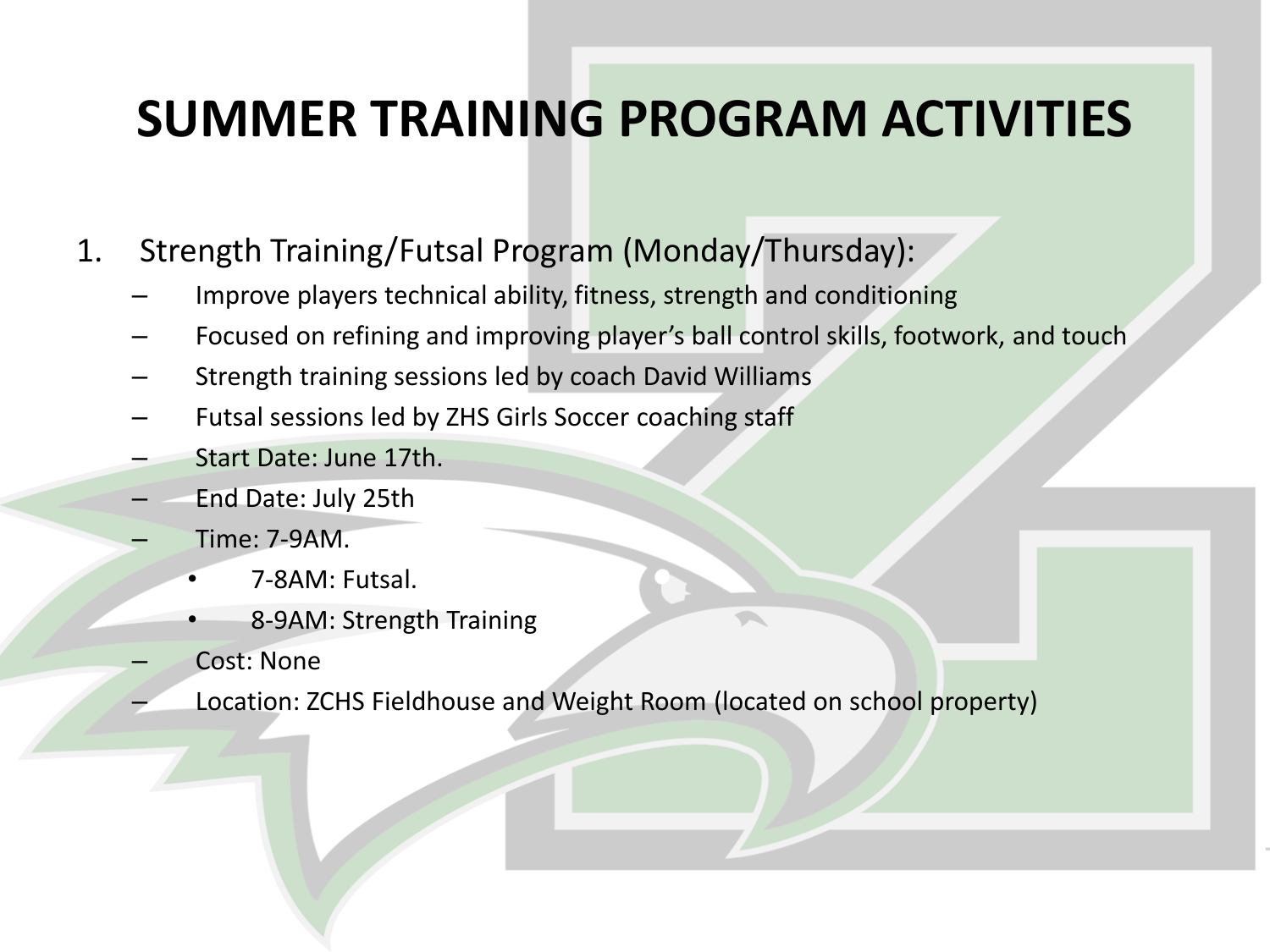# SUMMER TRAINING PROGRAM ACTIVITIES

1. Strength Training/Futsal Program (Monday/Thursday):
   - Improve players technical ability, fitness, strength and conditioning
   - Focused on refining and improving player's ball control skills, footwork, and touch
   - Strength training sessions led by coach David Williams
   - Futsal sessions led by ZHS Girls Soccer coaching staff
   - Start Date: June 17th.
   - End Date: July 25th
   - Time: 7-9AM.
     - 7-8AM: Futsal.
     - 8-9AM: Strength Training
   - Cost: None
   - Location: ZCHS Fieldhouse and Weight Room (located on school property)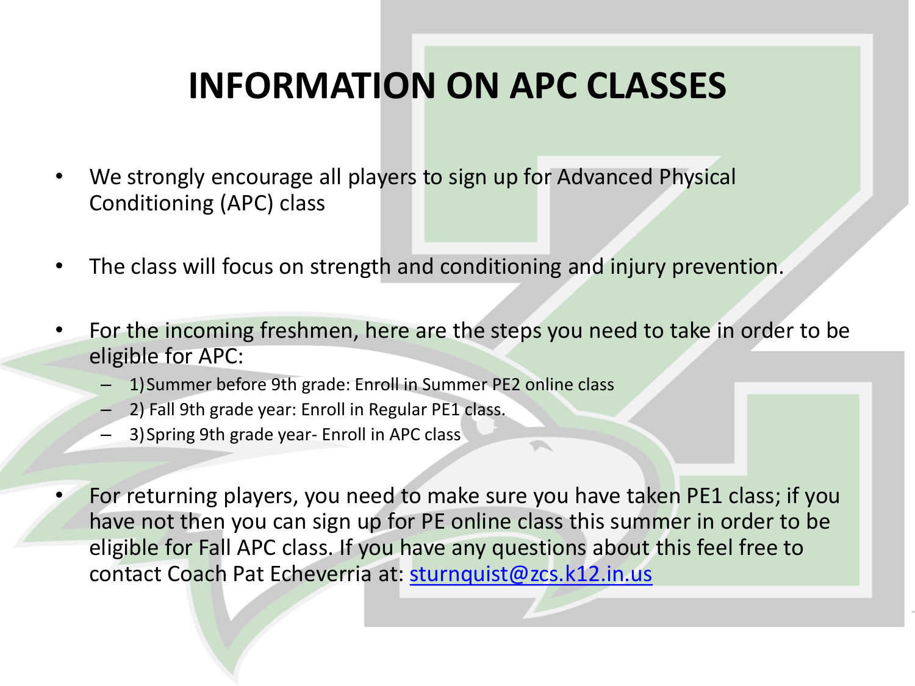# INFORMATION ON APC CLASSES

- We strongly encourage all players to sign up for Advanced Physical Conditioning (APC) class
- The class will focus on strength and conditioning and injury prevention.
- For the incoming freshmen, here are the steps you need to take in order to be eligible for APC:
  - 1) Summer before 9th grade: Enroll in Summer PE2 online class
  - 2) Fall 9th grade year: Enroll in Regular PE1 class.
  - 3) Spring 9th grade year- Enroll in APC class
- For returning players, you need to make sure you have taken PE1 class; if you have not then you can sign up for PE online class this summer in order to be eligible for Fall APC class. If you have any questions about this feel free to contact Coach Pat Echeverria at: sturnquist@zcs.k12.in.us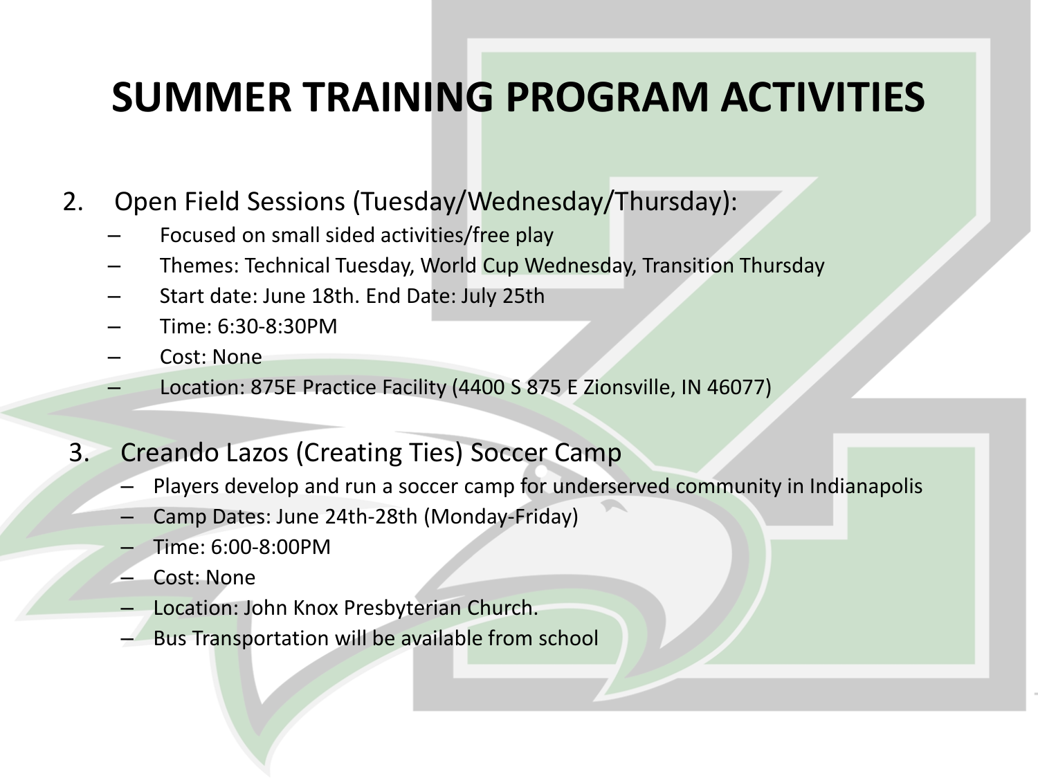# SUMMER TRAINING PROGRAM ACTIVITIES

2. Open Field Sessions (Tuesday/Wednesday/Thursday):
   - Focused on small sided activities/free play
   - Themes: Technical Tuesday, World Cup Wednesday, Transition Thursday
   - Start date: June 18th. End Date: July 25th
   - Time: 6:30-8:30PM
   - Cost: None
   - Location: 875E Practice Facility (4400 S 875 E Zionsville, IN 46077)

3. Creando Lazos (Creating Ties) Soccer Camp
   - Players develop and run a soccer camp for underserved community in Indianapolis
   - Camp Dates: June 24th-28th (Monday-Friday)
   - Time: 6:00-8:00PM
   - Cost: None
   - Location: John Knox Presbyterian Church.
   - Bus Transportation will be available from school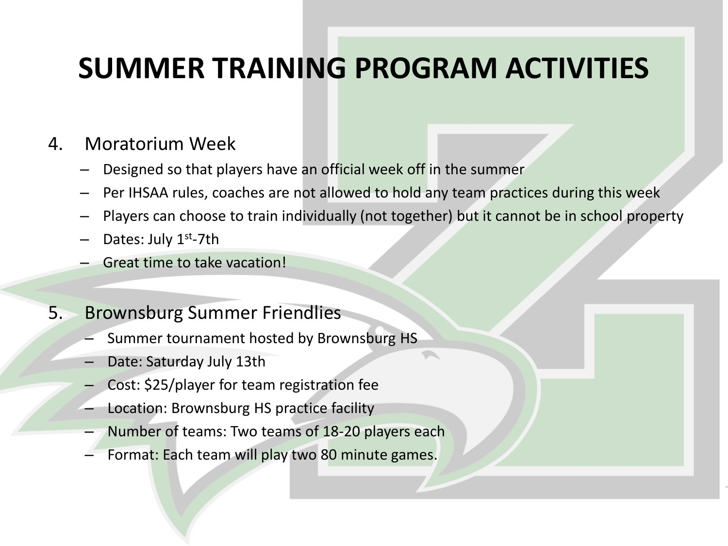# SUMMER TRAINING PROGRAM ACTIVITIES

4. Moratorium Week
   - Designed so that players have an official week off in the summer
   - Per IHSAA rules, coaches are not allowed to hold any team practices during this week
   - Players can choose to train individually (not together) but it cannot be in school property
   - Dates: July 1st-7th
   - Great time to take vacation!

5. Brownsburg Summer Friendlies
   - Summer tournament hosted by Brownsburg HS
   - Date: Saturday July 13th
   - Cost: $25/player for team registration fee
   - Location: Brownsburg HS practice facility
   - Number of teams: Two teams of 18-20 players each
   - Format: Each team will play two 80 minute games.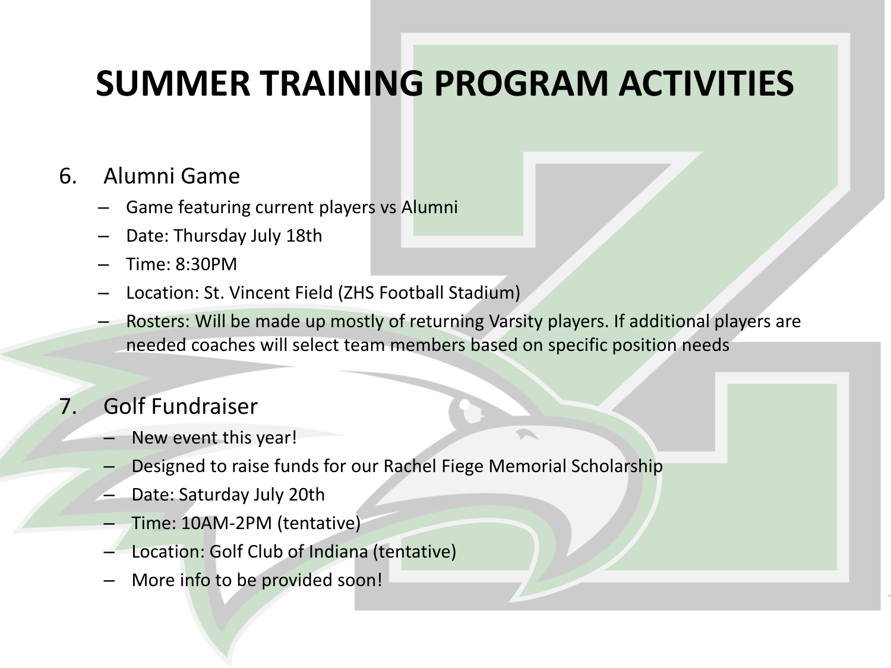# SUMMER TRAINING PROGRAM ACTIVITIES

6. Alumni Game
   - Game featuring current players vs Alumni
   - Date: Thursday July 18th
   - Time: 8:30PM
   - Location: St. Vincent Field (ZHS Football Stadium)
   - Rosters: Will be made up mostly of returning Varsity players. If additional players are needed coaches will select team members based on specific position needs

7. Golf Fundraiser
   - New event this year!
   - Designed to raise funds for our Rachel Fiege Memorial Scholarship
   - Date: Saturday July 20th
   - Time: 10AM-2PM (tentative)
   - Location: Golf Club of Indiana (tentative)
   - More info to be provided soon!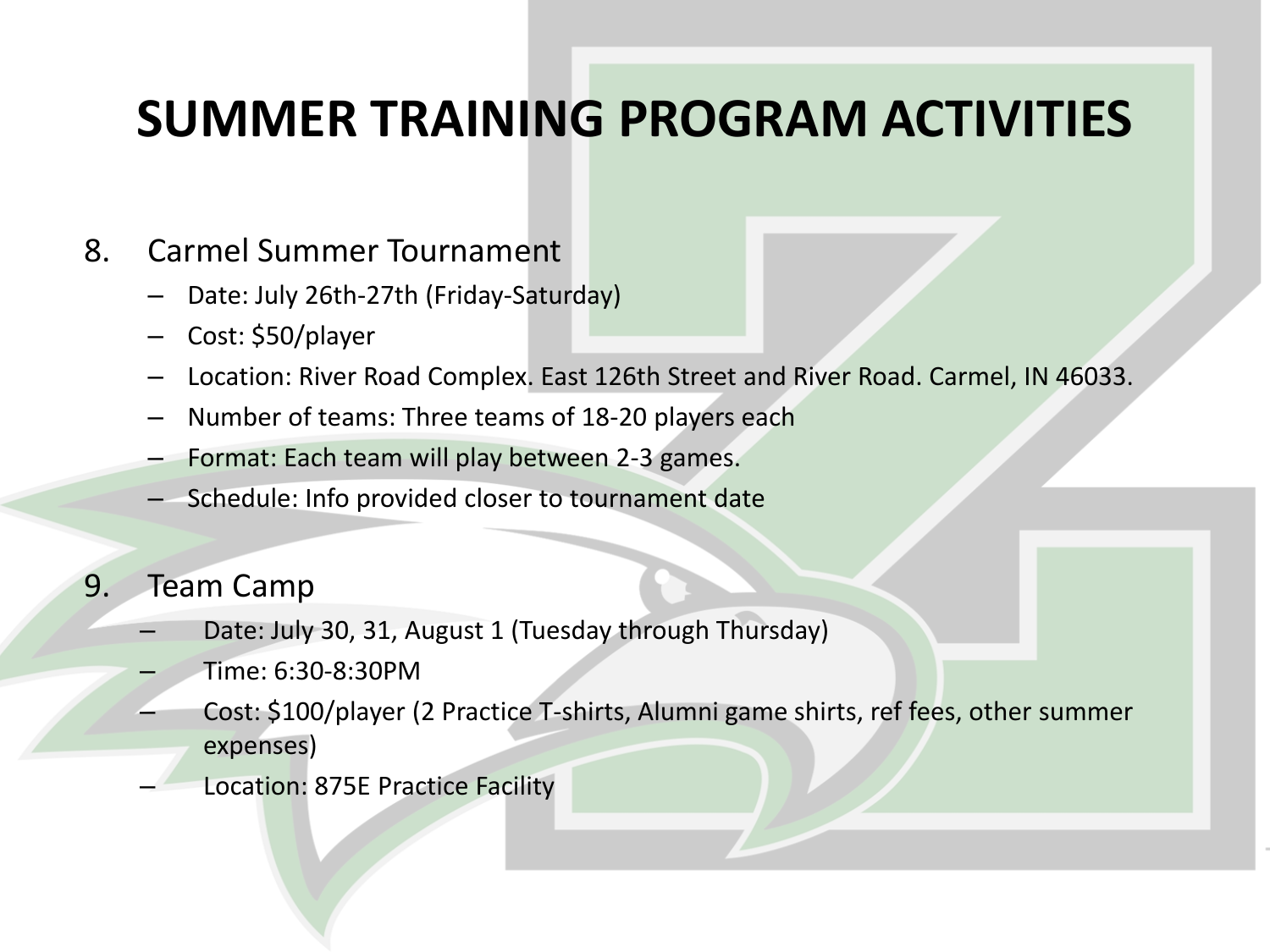# SUMMER TRAINING PROGRAM ACTIVITIES

8. Carmel Summer Tournament
   - Date: July 26th-27th (Friday-Saturday)
   - Cost: $50/player
   - Location: River Road Complex. East 126th Street and River Road. Carmel, IN 46033.
   - Number of teams: Three teams of 18-20 players each
   - Format: Each team will play between 2-3 games.
   - Schedule: Info provided closer to tournament date

9. Team Camp
   - Date: July 30, 31, August 1 (Tuesday through Thursday)
   - Time: 6:30-8:30PM
   - Cost: $100/player (2 Practice T-shirts, Alumni game shirts, ref fees, other summer expenses)
   - Location: 875E Practice Facility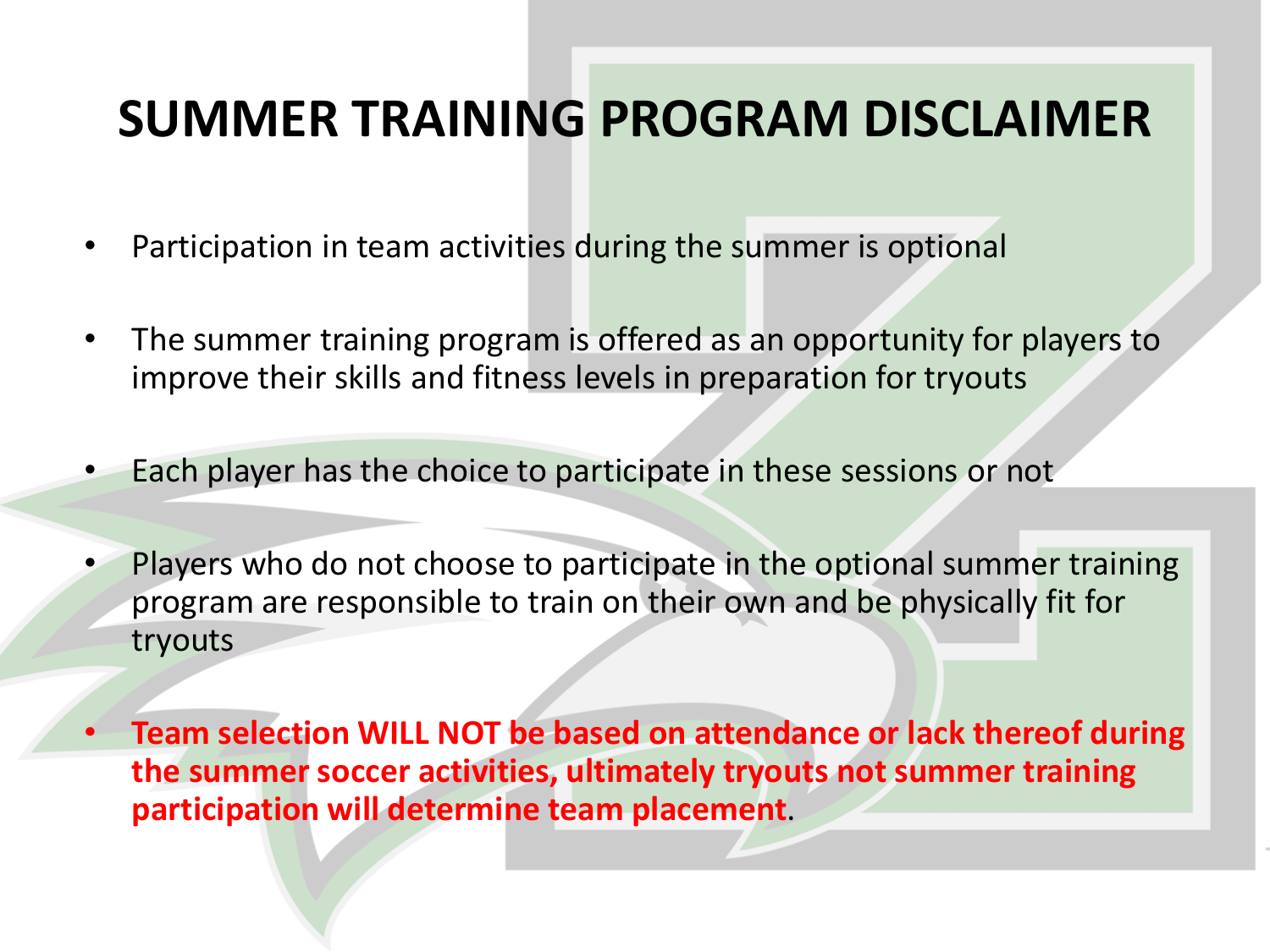# SUMMER TRAINING PROGRAM DISCLAIMER

- Participation in team activities during the summer is optional
- The summer training program is offered as an opportunity for players to improve their skills and fitness levels in preparation for tryouts
- Each player has the choice to participate in these sessions or not
- Players who do not choose to participate in the optional summer training program are responsible to train on their own and be physically fit for tryouts
- **Team selection WILL NOT be based on attendance or lack thereof during the summer soccer activities, ultimately tryouts not summer training participation will determine team placement**.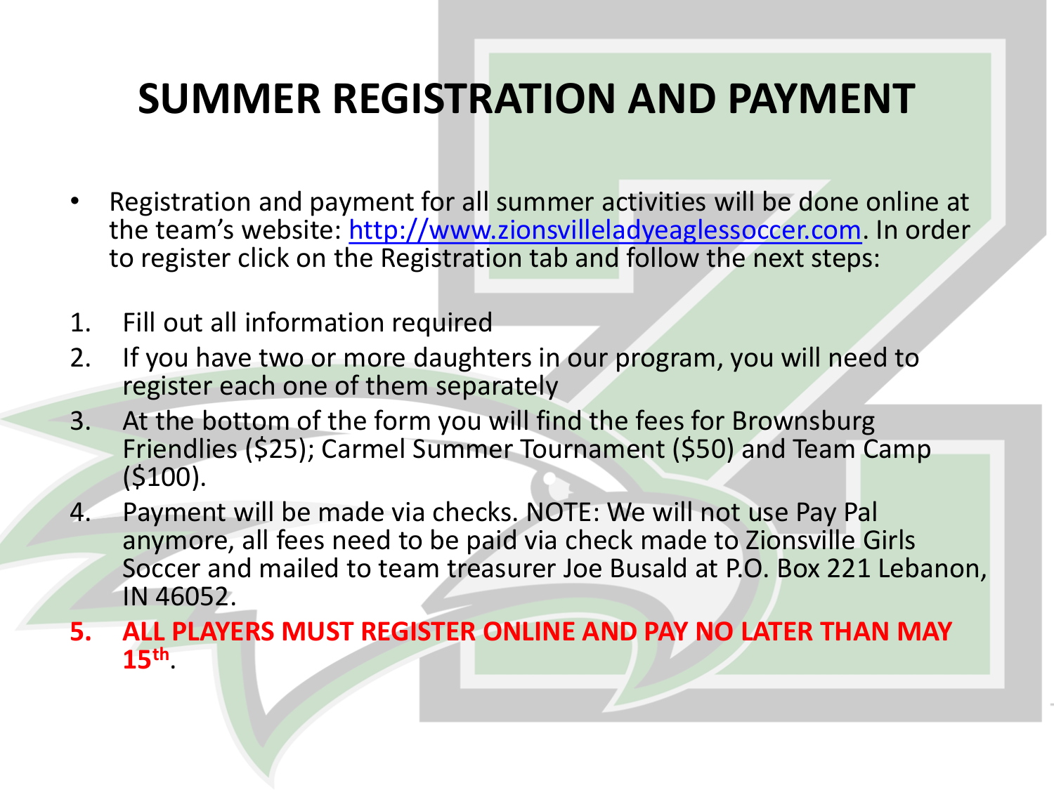# SUMMER REGISTRATION AND PAYMENT

- Registration and payment for all summer activities will be done online at the team's website: [http://www.zionsvilleladyeaglessoccer.com](http://www.zionsvilleladyeaglessoccer.com). In order to register click on the Registration tab and follow the next steps:

1. Fill out all information required
2. If you have two or more daughters in our program, you will need to register each one of them separately
3. At the bottom of the form you will find the fees for Brownsburg Friendlies ($25); Carmel Summer Tournament ($50) and Team Camp ($100).
4. Payment will be made via checks. NOTE: We will not use Pay Pal anymore, all fees need to be paid via check made to Zionsville Girls Soccer and mailed to team treasurer Joe Busald at P.O. Box 221 Lebanon, IN 46052.
5. **ALL PLAYERS MUST REGISTER ONLINE AND PAY NO LATER THAN MAY 15th.**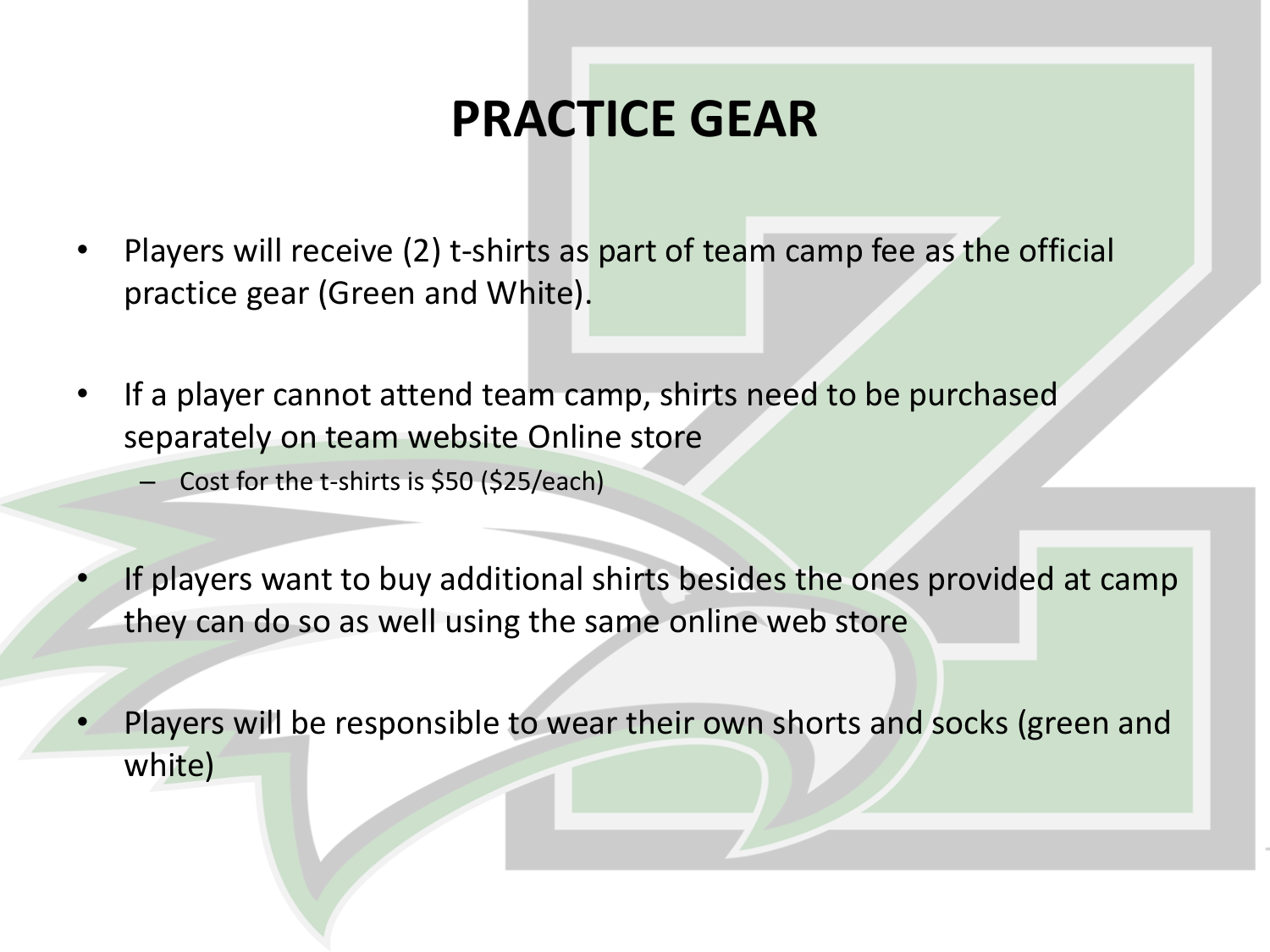# PRACTICE GEAR

- Players will receive (2) t-shirts as part of team camp fee as the official practice gear (Green and White).
- If a player cannot attend team camp, shirts need to be purchased separately on team website Online store
  - Cost for the t-shirts is $50 ($25/each)
- If players want to buy additional shirts besides the ones provided at camp they can do so as well using the same online web store
- Players will be responsible to wear their own shorts and socks (green and white)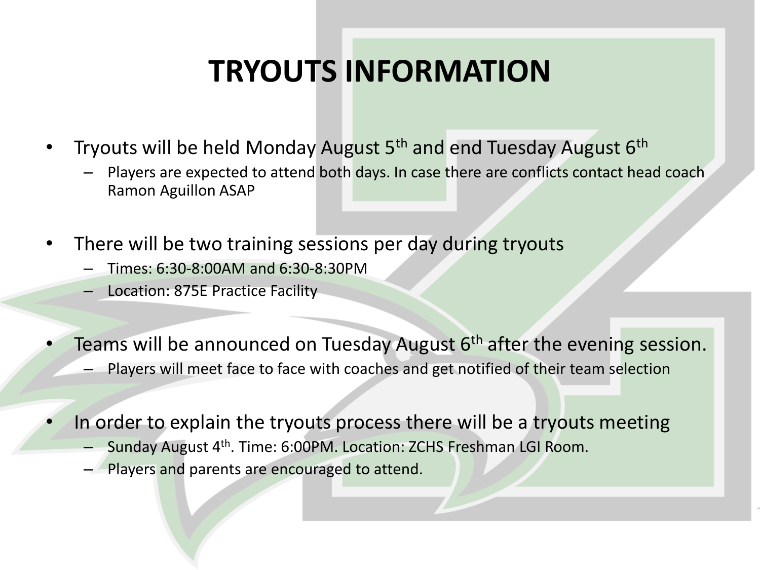# TRYOUTS INFORMATION

- Tryouts will be held Monday August 5th and end Tuesday August 6th
  - Players are expected to attend both days. In case there are conflicts contact head coach Ramon Aguillon ASAP

- There will be two training sessions per day during tryouts
  - Times: 6:30-8:00AM and 6:30-8:30PM
  - Location: 875E Practice Facility

- Teams will be announced on Tuesday August 6th after the evening session.
  - Players will meet face to face with coaches and get notified of their team selection

- In order to explain the tryouts process there will be a tryouts meeting
  - Sunday August 4th. Time: 6:00PM. Location: ZCHS Freshman LGI Room.
  - Players and parents are encouraged to attend.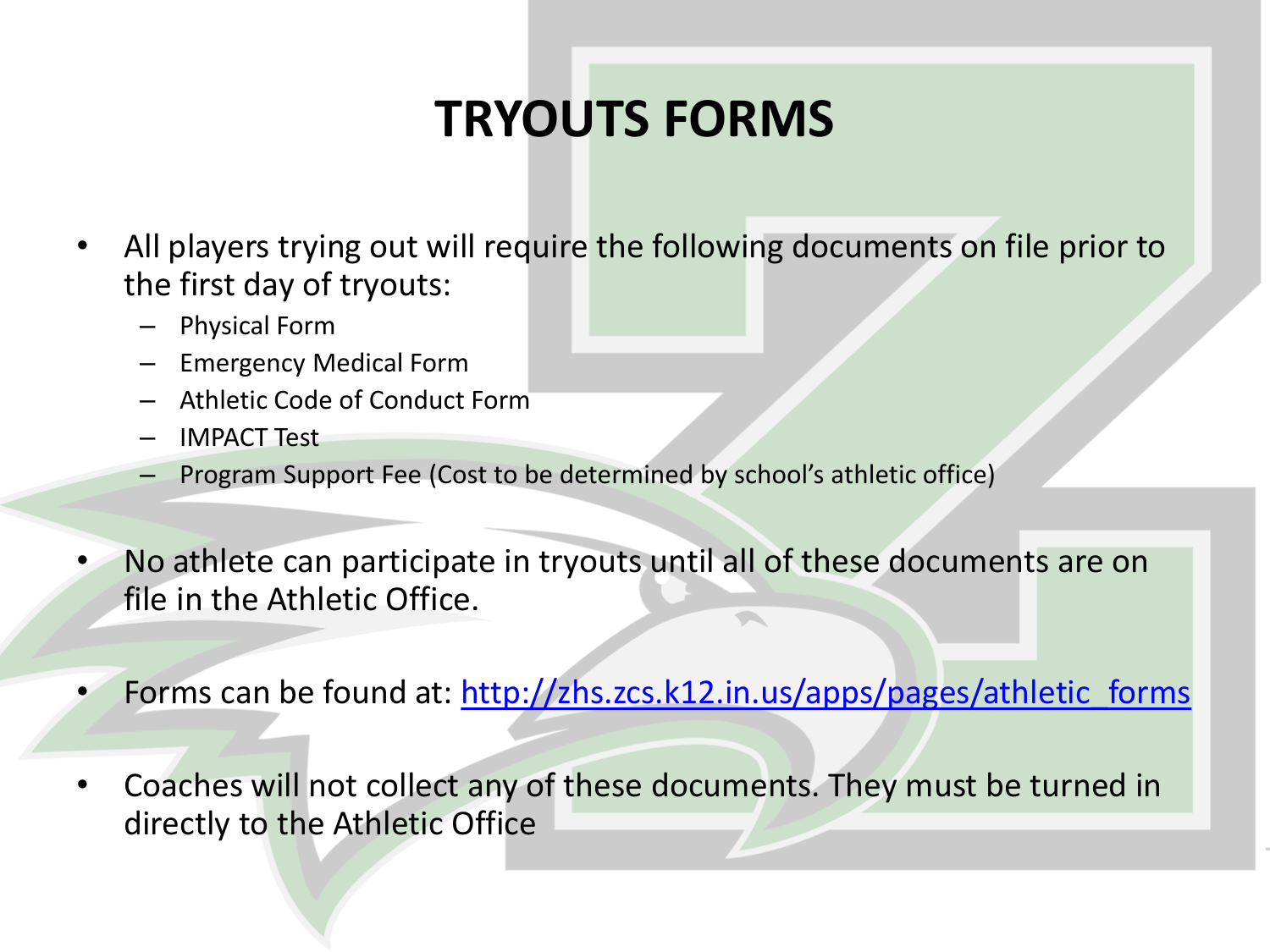# TRYOUTS FORMS

- All players trying out will require the following documents on file prior to the first day of tryouts:
  - Physical Form
  - Emergency Medical Form
  - Athletic Code of Conduct Form
  - IMPACT Test
  - Program Support Fee (Cost to be determined by school's athletic office)
- No athlete can participate in tryouts until all of these documents are on file in the Athletic Office.
- Forms can be found at: http://zhs.zcs.k12.in.us/apps/pages/athletic_forms
- Coaches will not collect any of these documents. They must be turned in directly to the Athletic Office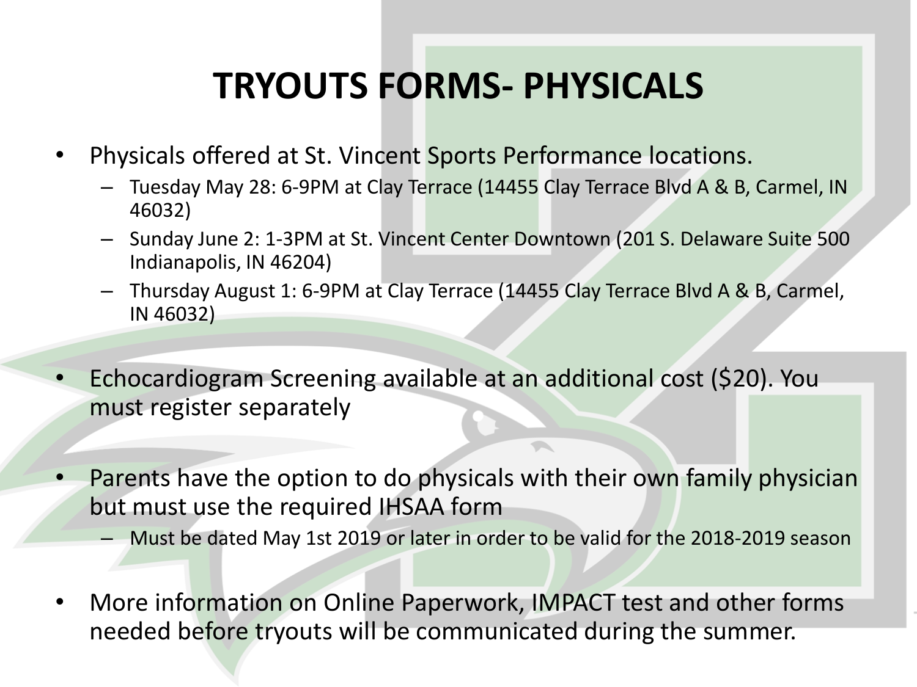# TRYOUTS FORMS- PHYSICALS

- Physicals offered at St. Vincent Sports Performance locations.
  - Tuesday May 28: 6-9PM at Clay Terrace (14455 Clay Terrace Blvd A & B, Carmel, IN 46032)
  - Sunday June 2: 1-3PM at St. Vincent Center Downtown (201 S. Delaware Suite 500 Indianapolis, IN 46204)
  - Thursday August 1: 6-9PM at Clay Terrace (14455 Clay Terrace Blvd A & B, Carmel, IN 46032)
- Echocardiogram Screening available at an additional cost ($20). You must register separately
- Parents have the option to do physicals with their own family physician but must use the required IHSAA form
  - Must be dated May 1st 2019 or later in order to be valid for the 2018-2019 season
- More information on Online Paperwork, IMPACT test and other forms needed before tryouts will be communicated during the summer.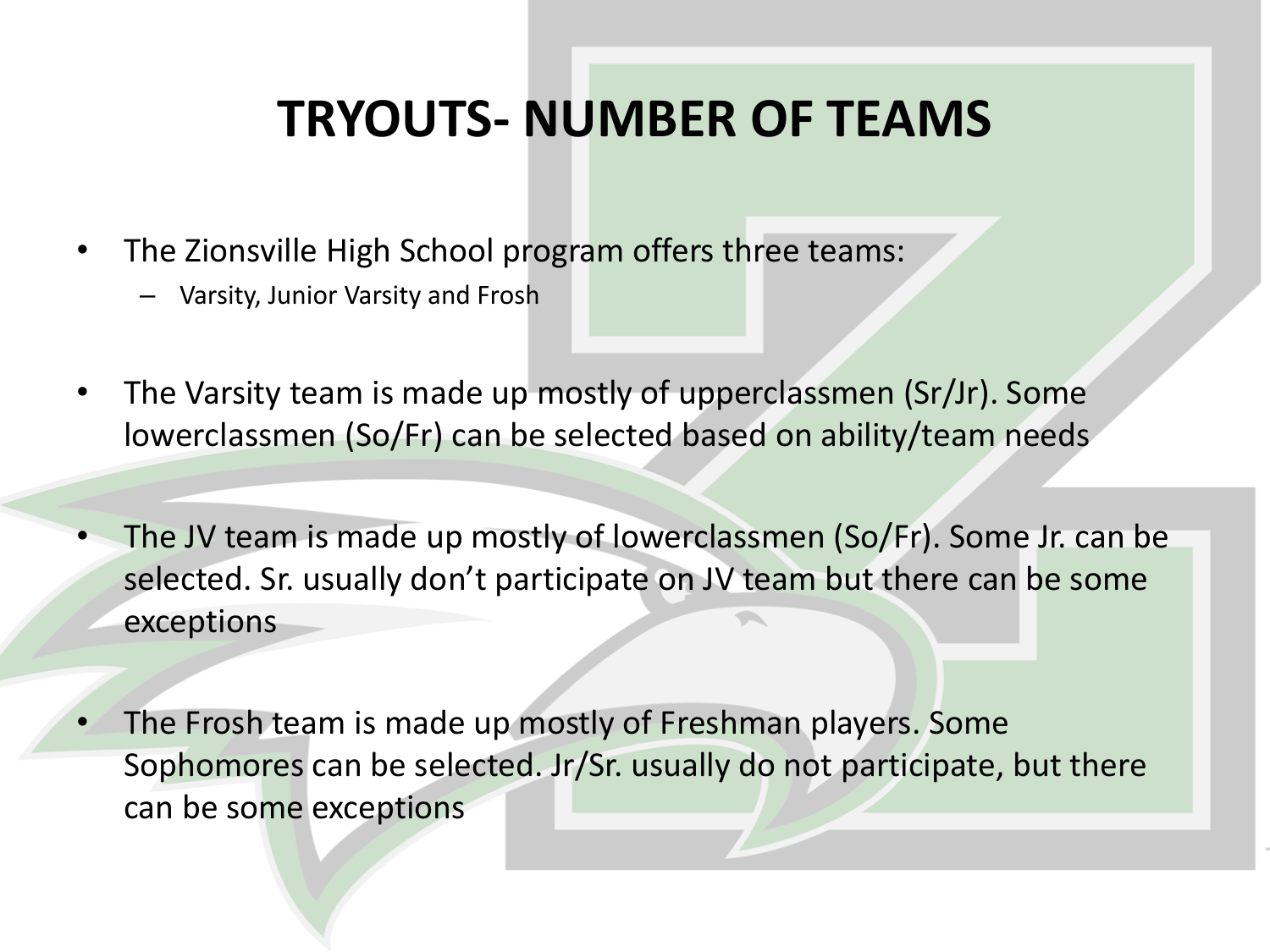# TRYOUTS- NUMBER OF TEAMS

- The Zionsville High School program offers three teams:
  - Varsity, Junior Varsity and Frosh
- The Varsity team is made up mostly of upperclassmen (Sr/Jr). Some lowerclassmen (So/Fr) can be selected based on ability/team needs
- The JV team is made up mostly of lowerclassmen (So/Fr). Some Jr. can be selected. Sr. usually don't participate on JV team but there can be some exceptions
- The Frosh team is made up mostly of Freshman players. Some Sophomores can be selected. Jr/Sr. usually do not participate, but there can be some exceptions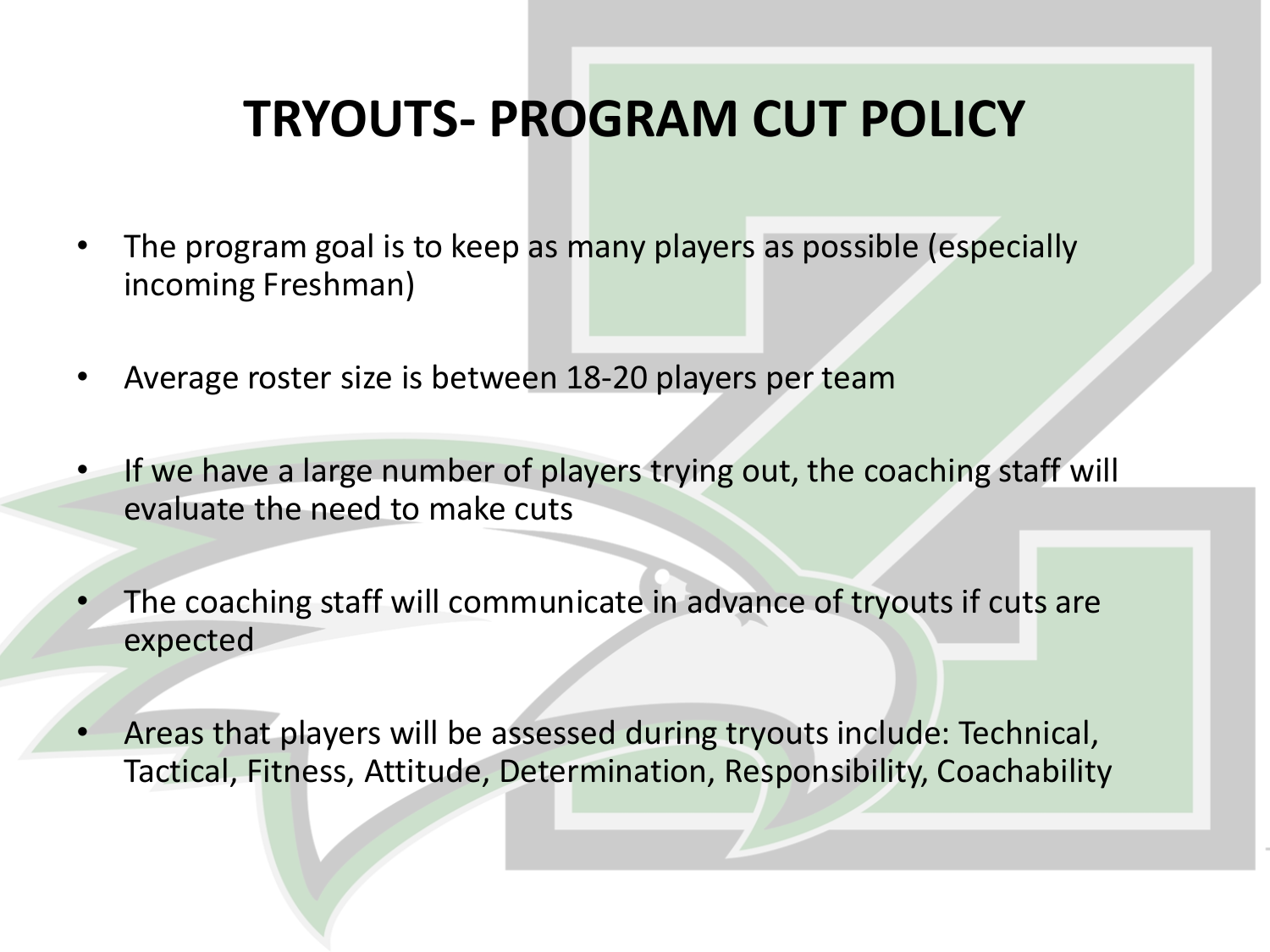# TRYOUTS- PROGRAM CUT POLICY

- The program goal is to keep as many players as possible (especially incoming Freshman)
- Average roster size is between 18-20 players per team
- If we have a large number of players trying out, the coaching staff will evaluate the need to make cuts
- The coaching staff will communicate in advance of tryouts if cuts are expected
- Areas that players will be assessed during tryouts include: Technical, Tactical, Fitness, Attitude, Determination, Responsibility, Coachability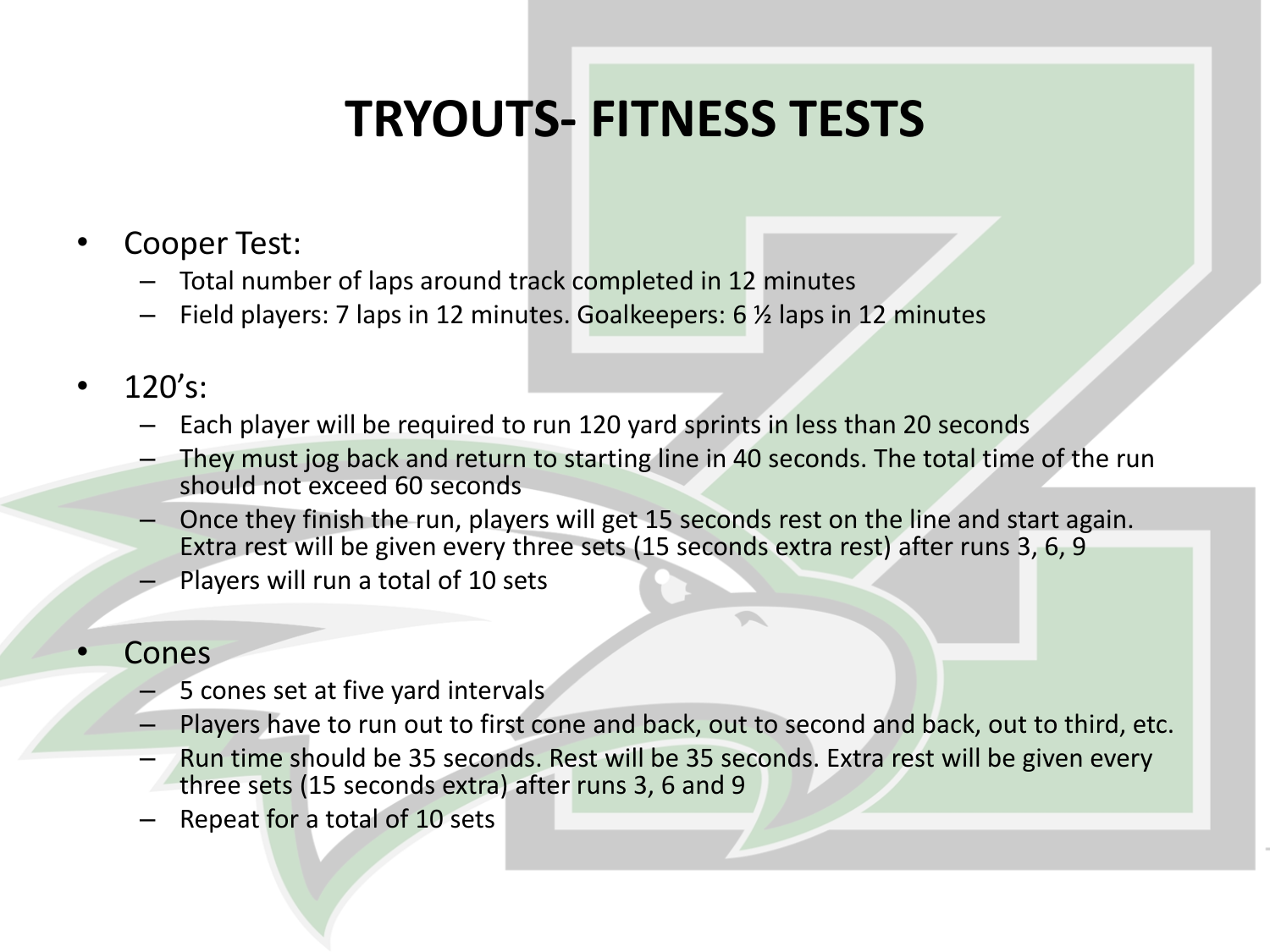# TRYOUTS- FITNESS TESTS

- Cooper Test:
  - Total number of laps around track completed in 12 minutes
  - Field players: 7 laps in 12 minutes. Goalkeepers: 6 ½ laps in 12 minutes

- 120's:
  - Each player will be required to run 120 yard sprints in less than 20 seconds
  - They must jog back and return to starting line in 40 seconds. The total time of the run should not exceed 60 seconds
  - Once they finish the run, players will get 15 seconds rest on the line and start again. Extra rest will be given every three sets (15 seconds extra rest) after runs 3, 6, 9
  - Players will run a total of 10 sets

- Cones
  - 5 cones set at five yard intervals
  - Players have to run out to first cone and back, out to second and back, out to third, etc.
  - Run time should be 35 seconds. Rest will be 35 seconds. Extra rest will be given every three sets (15 seconds extra) after runs 3, 6 and 9
  - Repeat for a total of 10 sets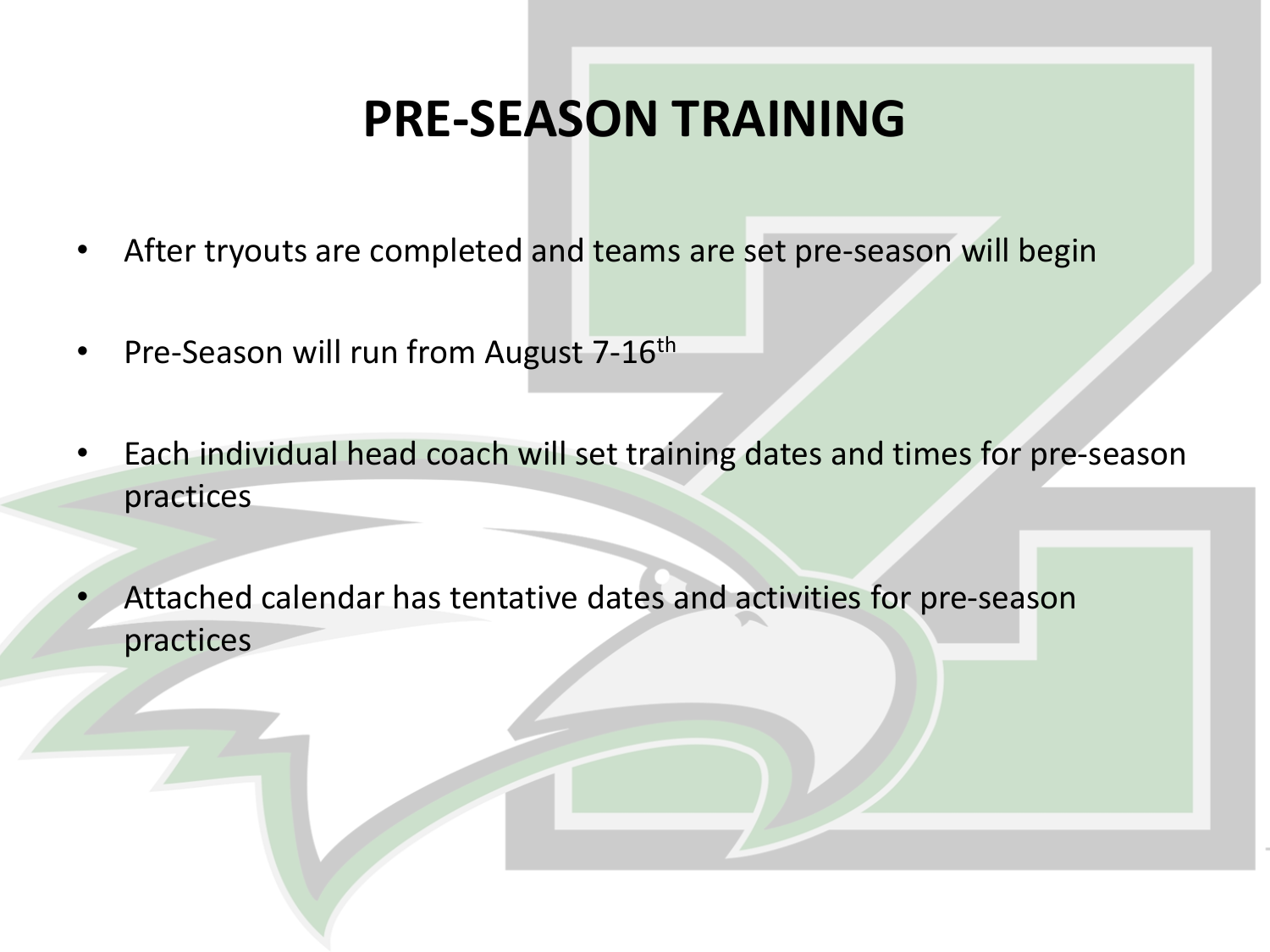# PRE-SEASON TRAINING

- After tryouts are completed and teams are set pre-season will begin
- Pre-Season will run from August 7-16th
- Each individual head coach will set training dates and times for pre-season practices
- Attached calendar has tentative dates and activities for pre-season practices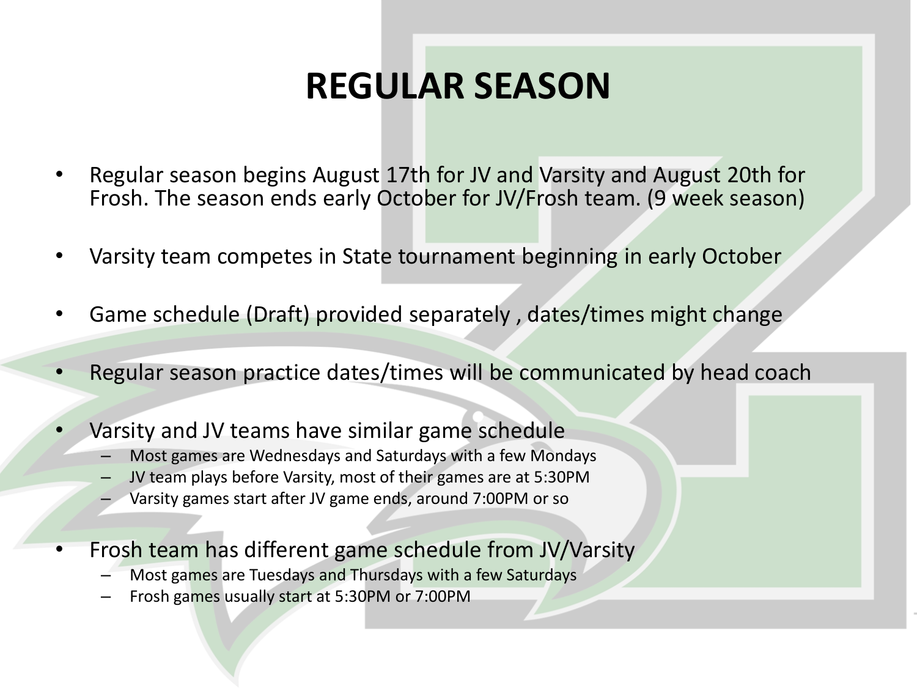# REGULAR SEASON

- Regular season begins August 17th for JV and Varsity and August 20th for Frosh. The season ends early October for JV/Frosh team. (9 week season)
- Varsity team competes in State tournament beginning in early October
- Game schedule (Draft) provided separately , dates/times might change
- Regular season practice dates/times will be communicated by head coach
- Varsity and JV teams have similar game schedule
  - Most games are Wednesdays and Saturdays with a few Mondays
  - JV team plays before Varsity, most of their games are at 5:30PM
  - Varsity games start after JV game ends, around 7:00PM or so
- Frosh team has different game schedule from JV/Varsity
  - Most games are Tuesdays and Thursdays with a few Saturdays
  - Frosh games usually start at 5:30PM or 7:00PM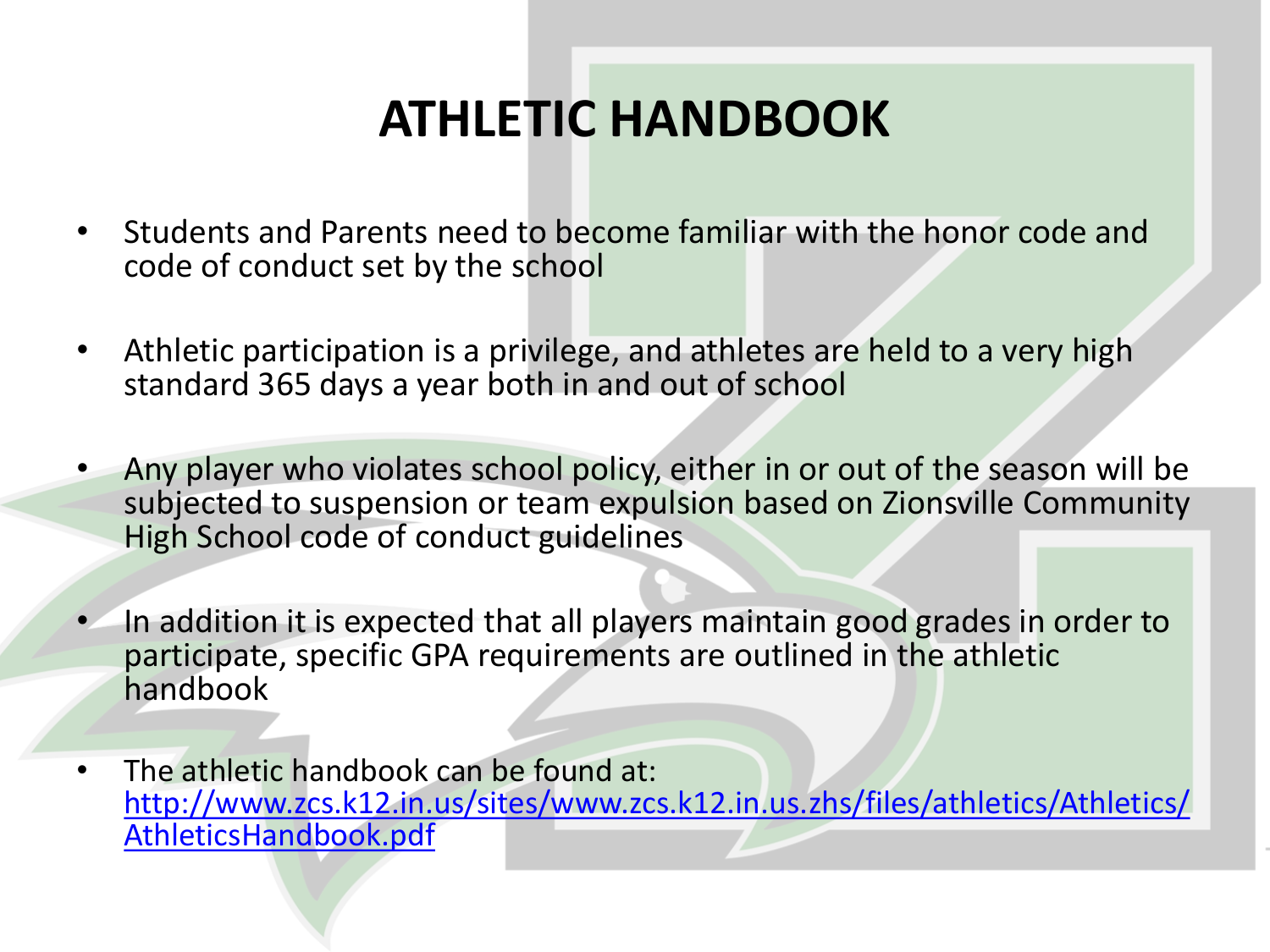# ATHLETIC HANDBOOK

- Students and Parents need to become familiar with the honor code and code of conduct set by the school
- Athletic participation is a privilege, and athletes are held to a very high standard 365 days a year both in and out of school
- Any player who violates school policy, either in or out of the season will be subjected to suspension or team expulsion based on Zionsville Community High School code of conduct guidelines
- In addition it is expected that all players maintain good grades in order to participate, specific GPA requirements are outlined in the athletic handbook
- The athletic handbook can be found at: [http://www.zcs.k12.in.us/sites/www.zcs.k12.in.us.zhs/files/athletics/Athletics/AthleticsHandbook.pdf](http://www.zcs.k12.in.us/sites/www.zcs.k12.in.us.zhs/files/athletics/Athletics/AthleticsHandbook.pdf)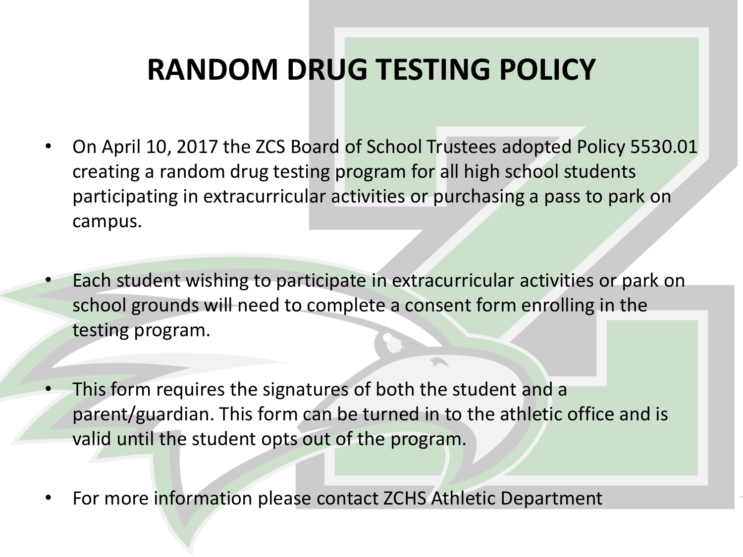# RANDOM DRUG TESTING POLICY

- On April 10, 2017 the ZCS Board of School Trustees adopted Policy 5530.01 creating a random drug testing program for all high school students participating in extracurricular activities or purchasing a pass to park on campus.
- Each student wishing to participate in extracurricular activities or park on school grounds will need to complete a consent form enrolling in the testing program.
- This form requires the signatures of both the student and a parent/guardian. This form can be turned in to the athletic office and is valid until the student opts out of the program.
- For more information please contact ZCHS Athletic Department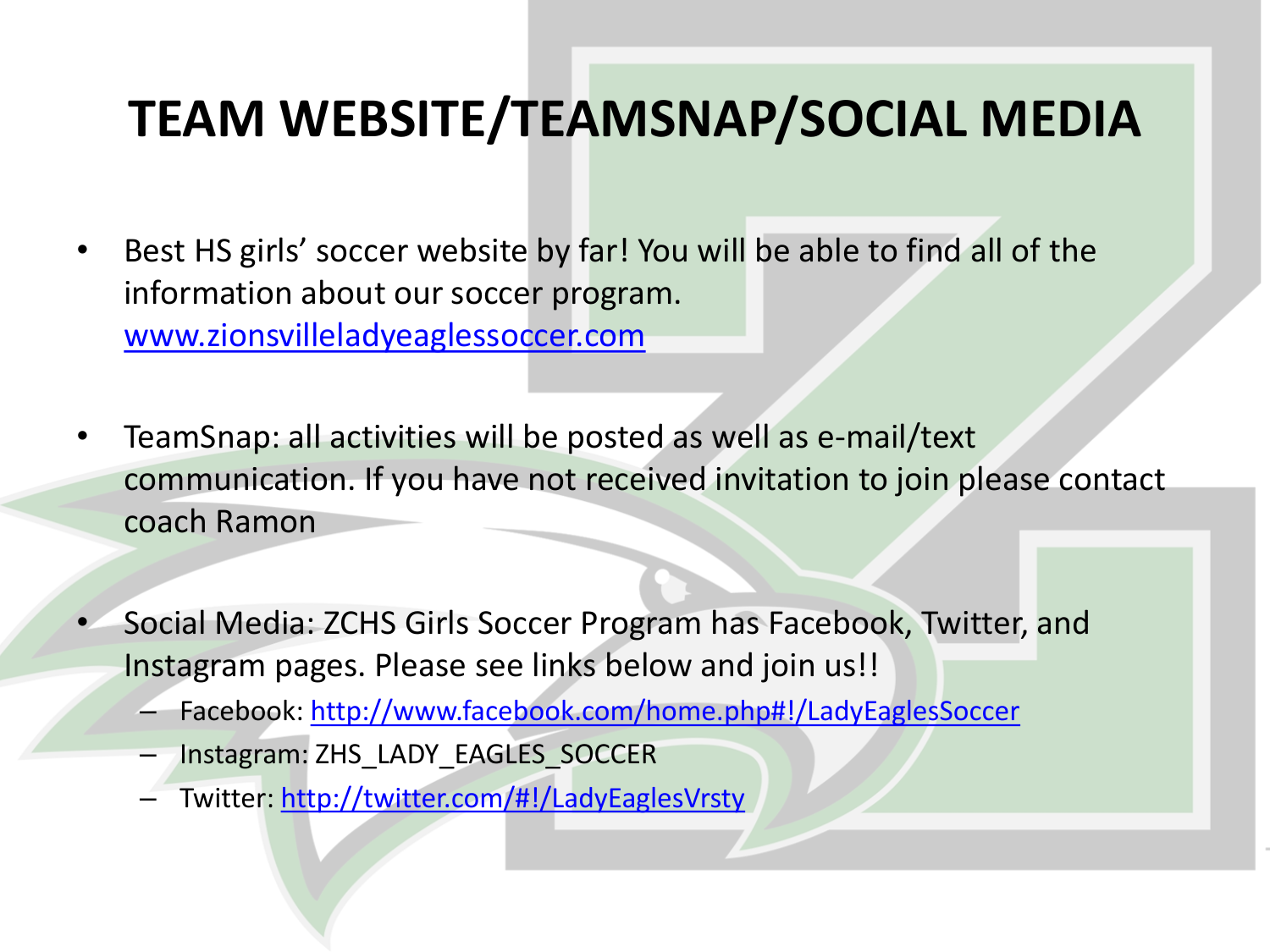# TEAM WEBSITE/TEAMSNAP/SOCIAL MEDIA

- Best HS girls' soccer website by far! You will be able to find all of the information about our soccer program. [www.zionsvilleladyeaglessoccer.com](www.zionsvilleladyeaglessoccer.com)

- TeamSnap: all activities will be posted as well as e-mail/text communication. If you have not received invitation to join please contact coach Ramon

- Social Media: ZCHS Girls Soccer Program has Facebook, Twitter, and Instagram pages. Please see links below and join us!!
  - Facebook: [http://www.facebook.com/home.php#!/LadyEaglesSoccer](http://www.facebook.com/home.php#!/LadyEaglesSoccer)
  - Instagram: ZHS_LADY_EAGLES_SOCCER
  - Twitter: [http://twitter.com/#!/LadyEaglesVrsty](http://twitter.com/#!/LadyEaglesVrsty)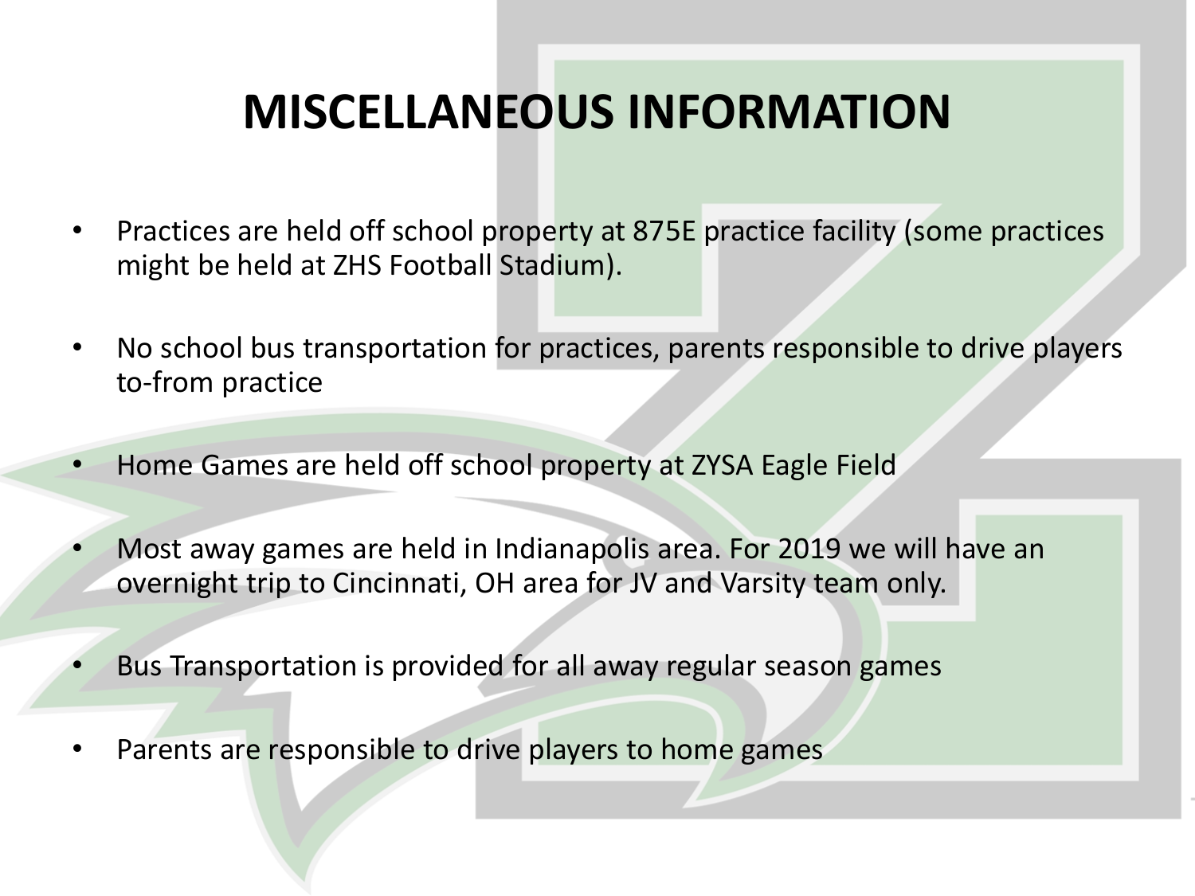# MISCELLANEOUS INFORMATION

- Practices are held off school property at 875E practice facility (some practices might be held at ZHS Football Stadium).
- No school bus transportation for practices, parents responsible to drive players to-from practice
- Home Games are held off school property at ZYSA Eagle Field
- Most away games are held in Indianapolis area. For 2019 we will have an overnight trip to Cincinnati, OH area for JV and Varsity team only.
- Bus Transportation is provided for all away regular season games
- Parents are responsible to drive players to home games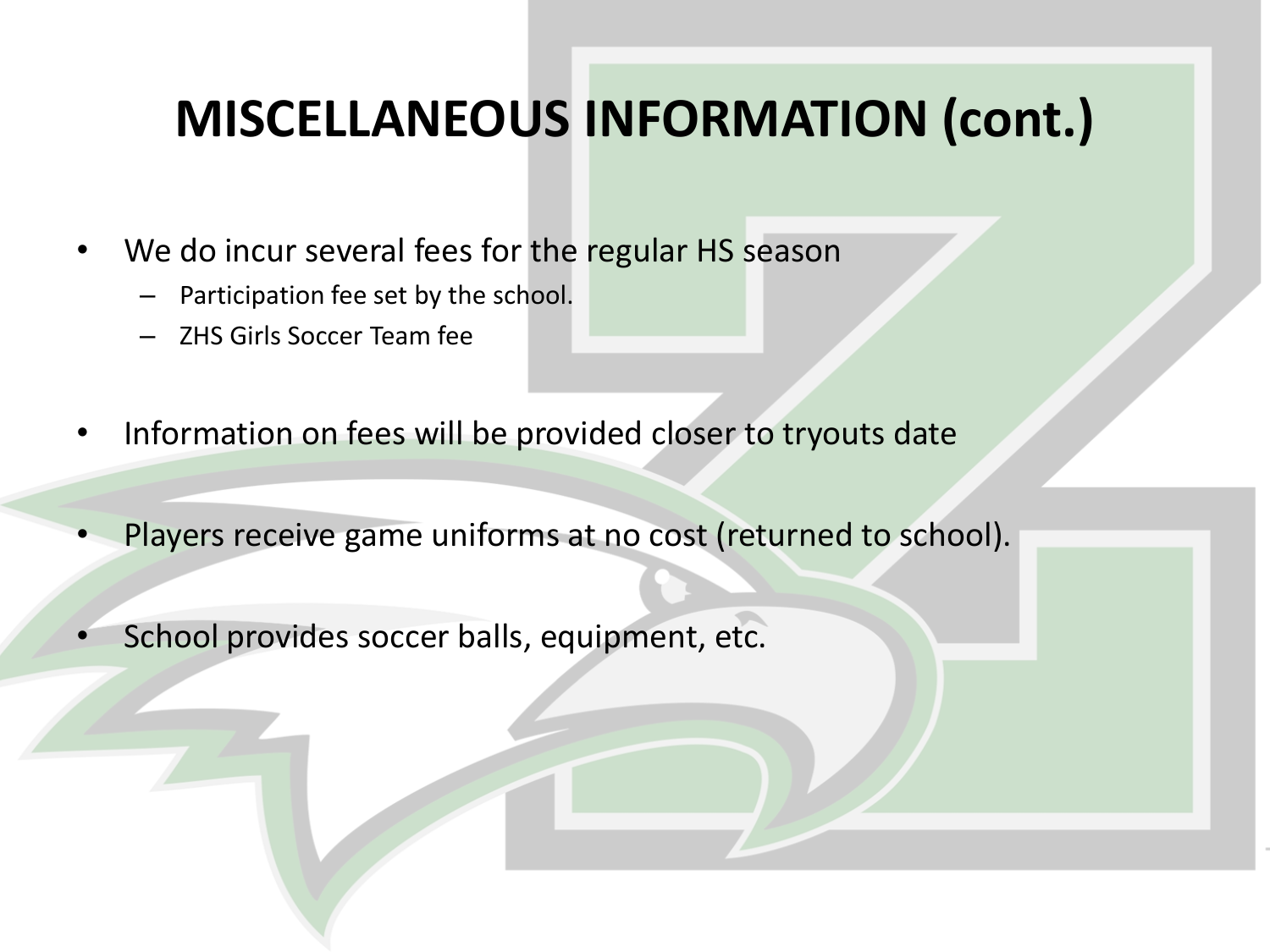# MISCELLANEOUS INFORMATION (cont.)

- We do incur several fees for the regular HS season
  - Participation fee set by the school.
  - ZHS Girls Soccer Team fee

- Information on fees will be provided closer to tryouts date

- Players receive game uniforms at no cost (returned to school).

- School provides soccer balls, equipment, etc.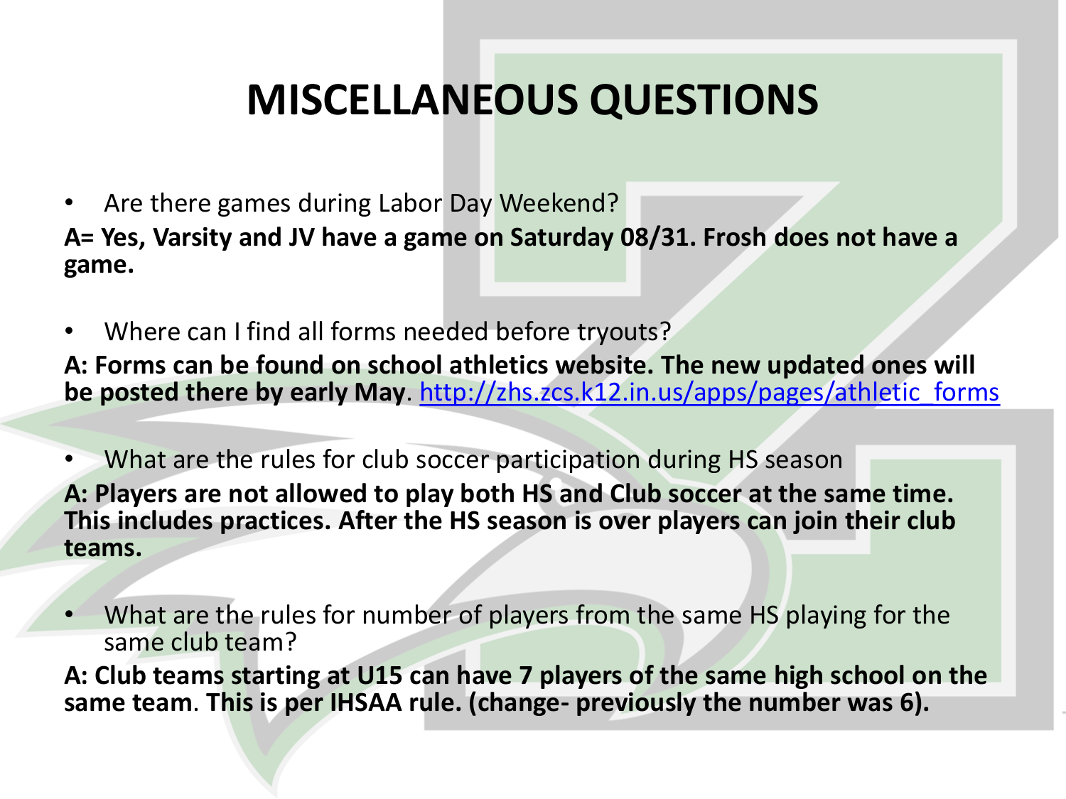# MISCELLANEOUS QUESTIONS

- Are there games during Labor Day Weekend?

**A= Yes, Varsity and JV have a game on Saturday 08/31. Frosh does not have a game.**

- Where can I find all forms needed before tryouts?

**A: Forms can be found on school athletics website. The new updated ones will be posted there by early May**. [http://zhs.zcs.k12.in.us/apps/pages/athletic_forms](http://zhs.zcs.k12.in.us/apps/pages/athletic_forms)

- What are the rules for club soccer participation during HS season

**A: Players are not allowed to play both HS and Club soccer at the same time. This includes practices. After the HS season is over players can join their club teams.**

- What are the rules for number of players from the same HS playing for the same club team?

**A: Club teams starting at U15 can have 7 players of the same high school on the same team**. **This is per IHSAA rule. (change- previously the number was 6).**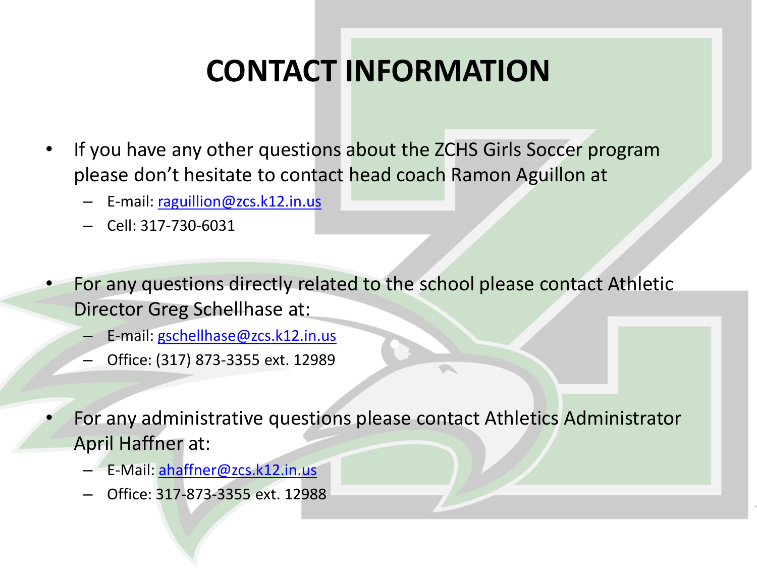# CONTACT INFORMATION

- If you have any other questions about the ZCHS Girls Soccer program please don't hesitate to contact head coach Ramon Aguillon at
  - E-mail: raguillion@zcs.k12.in.us
  - Cell: 317-730-6031

- For any questions directly related to the school please contact Athletic Director Greg Schellhase at:
  - E-mail: gschellhase@zcs.k12.in.us
  - Office: (317) 873-3355 ext. 12989

- For any administrative questions please contact Athletics Administrator April Haffner at:
  - E-Mail: ahaffner@zcs.k12.in.us
  - Office: 317-873-3355 ext. 12988